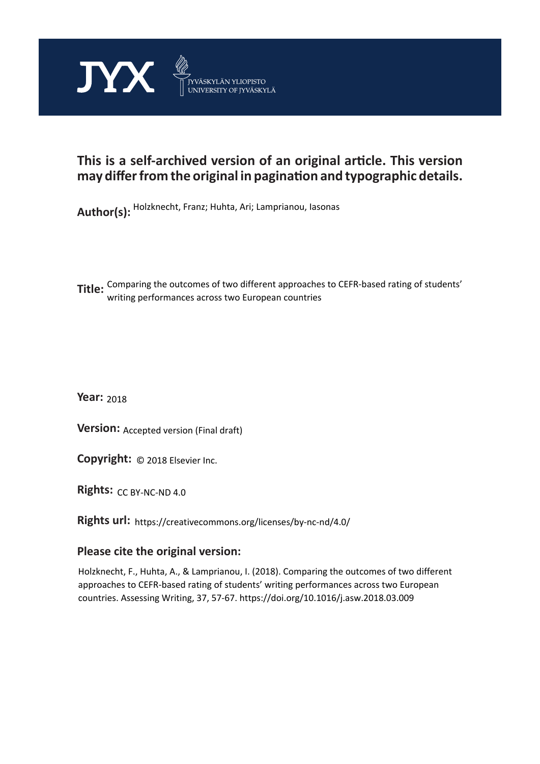JYX JYVÄSKYLÄN YLIOPISTO UNIVERSITY OF JYVÄSKYLÄ

**This is a self-archived version of an original article. This version may differ from the original in pagination and typographic details.**

**Author(s):** Holzknecht, Franz; Huhta, Ari; Lamprianou, Iasonas

**Title:** Comparing the outcomes of two different approaches to CEFR-based rating of students' writing performances across two European countries

**Year:** 2018

**Version:** Accepted version (Final draft)

**Copyright:** © 2018 Elsevier Inc.

**Rights:** CC BY-NC-ND 4.0

**Rights url:** https://creativecommons.org/licenses/by-nc-nd/4.0/

**Please cite the original version:**

Holzknecht, F., Huhta, A., & Lamprianou, I. (2018). Comparing the outcomes of two different approaches to CEFR-based rating of students' writing performances across two European countries. Assessing Writing, 37, 57-67. https://doi.org/10.1016/j.asw.2018.03.009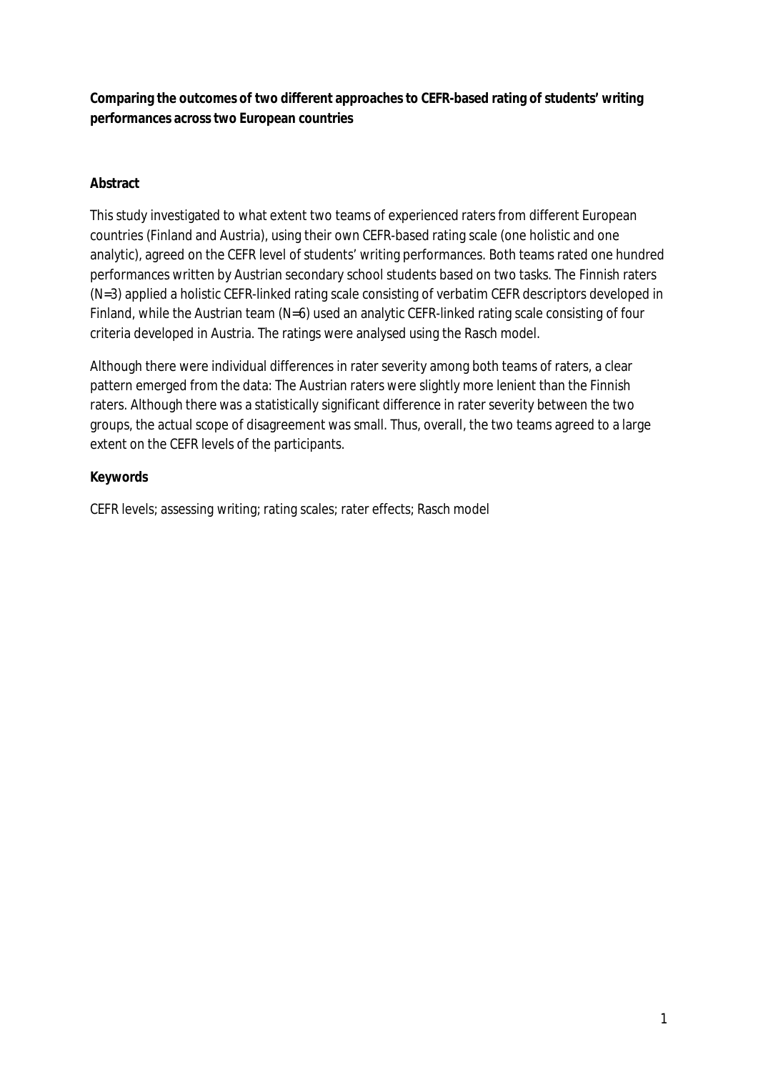**Comparing the outcomes of two different approaches to CEFR-based rating of students' writing performances across two European countries**

**Abstract**

This study investigated to what extent two teams of experienced raters from different European countries (Finland and Austria), using their own CEFR-based rating scale (one holistic and one analytic), agreed on the CEFR level of students' writing performances. Both teams rated one hundred performances written by Austrian secondary school students based on two tasks. The Finnish raters (N=3) applied a holistic CEFR-linked rating scale consisting of verbatim CEFR descriptors developed in Finland, while the Austrian team (N=6) used an analytic CEFR-linked rating scale consisting of four criteria developed in Austria. The ratings were analysed using the Rasch model.

Although there were individual differences in rater severity among both teams of raters, a clear pattern emerged from the data: The Austrian raters were slightly more lenient than the Finnish raters. Although there was a statistically significant difference in rater severity between the two groups, the actual scope of disagreement was small. Thus, overall, the two teams agreed to a large extent on the CEFR levels of the participants.

**Keywords**

CEFR levels; assessing writing; rating scales; rater effects; Rasch model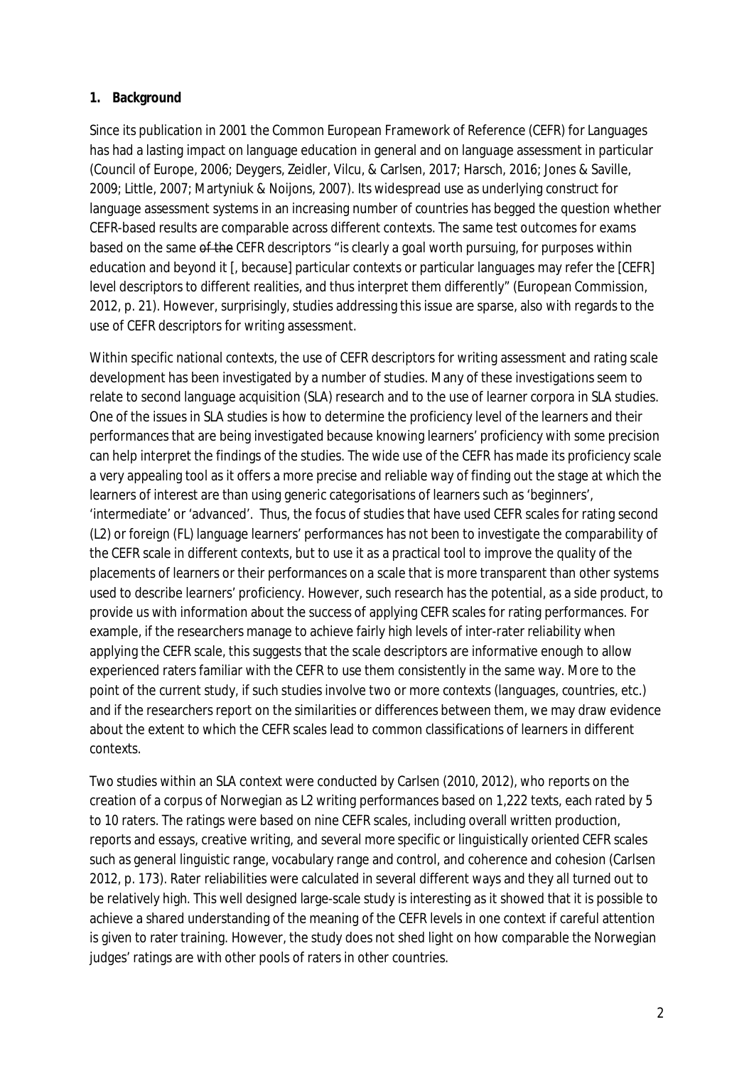## 1. Background

Since its publication in 2001 the Common European Framework of Reference (CEFR) for Languages has had a lasting impact on language education in general and on language assessment in particular (Council of Europe, 2006; Deygers, Zeidler, Vilcu, & Carlsen, 2017; Harsch, 2016; Jones & Saville, 2009; Little, 2007; Martyniuk & Noijons, 2007). Its widespread use as underlying construct for language assessment systems in an increasing number of countries has begged the question whether CEFR-based results are comparable across different contexts. The same test outcomes for exams based on the same ~~of the~~ CEFR descriptors "is clearly a goal worth pursuing, for purposes within education and beyond it [, because] particular contexts or particular languages may refer the [CEFR] level descriptors to different realities, and thus interpret them differently" (European Commission, 2012, p. 21). However, surprisingly, studies addressing this issue are sparse, also with regards to the use of CEFR descriptors for writing assessment.

Within specific national contexts, the use of CEFR descriptors for writing assessment and rating scale development has been investigated by a number of studies. Many of these investigations seem to relate to second language acquisition (SLA) research and to the use of learner corpora in SLA studies. One of the issues in SLA studies is how to determine the proficiency level of the learners and their performances that are being investigated because knowing learners' proficiency with some precision can help interpret the findings of the studies. The wide use of the CEFR has made its proficiency scale a very appealing tool as it offers a more precise and reliable way of finding out the stage at which the learners of interest are than using generic categorisations of learners such as 'beginners', 'intermediate' or 'advanced'. Thus, the focus of studies that have used CEFR scales for rating second (L2) or foreign (FL) language learners' performances has not been to investigate the comparability of the CEFR scale in different contexts, but to use it as a practical tool to improve the quality of the placements of learners or their performances on a scale that is more transparent than other systems used to describe learners' proficiency. However, such research has the potential, as a side product, to provide us with information about the success of applying CEFR scales for rating performances. For example, if the researchers manage to achieve fairly high levels of inter-rater reliability when applying the CEFR scale, this suggests that the scale descriptors are informative enough to allow experienced raters familiar with the CEFR to use them consistently in the same way. More to the point of the current study, if such studies involve two or more contexts (languages, countries, etc.) and if the researchers report on the similarities or differences between them, we may draw evidence about the extent to which the CEFR scales lead to common classifications of learners in different contexts.

Two studies within an SLA context were conducted by Carlsen (2010, 2012), who reports on the creation of a corpus of Norwegian as L2 writing performances based on 1,222 texts, each rated by 5 to 10 raters. The ratings were based on nine CEFR scales, including overall written production, reports and essays, creative writing, and several more specific or linguistically oriented CEFR scales such as general linguistic range, vocabulary range and control, and coherence and cohesion (Carlsen 2012, p. 173). Rater reliabilities were calculated in several different ways and they all turned out to be relatively high. This well designed large-scale study is interesting as it showed that it is possible to achieve a shared understanding of the meaning of the CEFR levels in one context if careful attention is given to rater training. However, the study does not shed light on how comparable the Norwegian judges' ratings are with other pools of raters in other countries.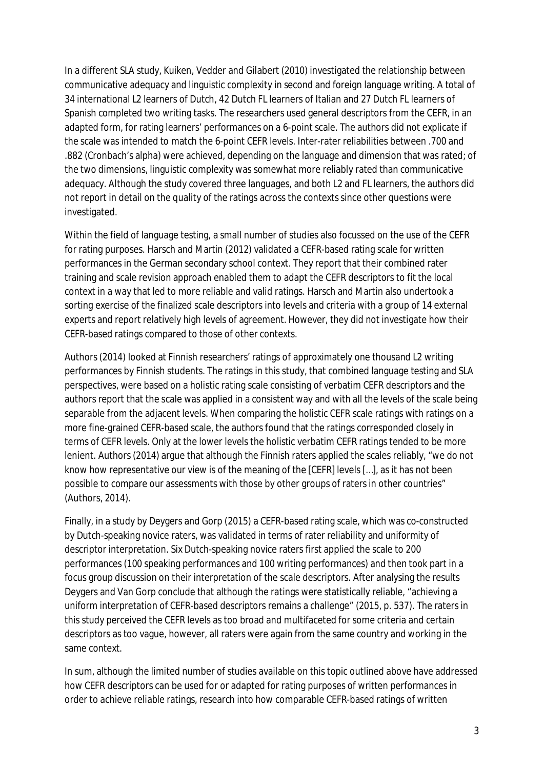In a different SLA study, Kuiken, Vedder and Gilabert (2010) investigated the relationship between communicative adequacy and linguistic complexity in second and foreign language writing. A total of 34 international L2 learners of Dutch, 42 Dutch FL learners of Italian and 27 Dutch FL learners of Spanish completed two writing tasks. The researchers used general descriptors from the CEFR, in an adapted form, for rating learners' performances on a 6-point scale. The authors did not explicate if the scale was intended to match the 6-point CEFR levels. Inter-rater reliabilities between .700 and .882 (Cronbach's alpha) were achieved, depending on the language and dimension that was rated; of the two dimensions, linguistic complexity was somewhat more reliably rated than communicative adequacy. Although the study covered three languages, and both L2 and FL learners, the authors did not report in detail on the quality of the ratings across the contexts since other questions were investigated.

Within the field of language testing, a small number of studies also focussed on the use of the CEFR for rating purposes. Harsch and Martin (2012) validated a CEFR-based rating scale for written performances in the German secondary school context. They report that their combined rater training and scale revision approach enabled them to adapt the CEFR descriptors to fit the local context in a way that led to more reliable and valid ratings. Harsch and Martin also undertook a sorting exercise of the finalized scale descriptors into levels and criteria with a group of 14 external experts and report relatively high levels of agreement. However, they did not investigate how their CEFR-based ratings compared to those of other contexts.

Authors (2014) looked at Finnish researchers' ratings of approximately one thousand L2 writing performances by Finnish students. The ratings in this study, that combined language testing and SLA perspectives, were based on a holistic rating scale consisting of verbatim CEFR descriptors and the authors report that the scale was applied in a consistent way and with all the levels of the scale being separable from the adjacent levels. When comparing the holistic CEFR scale ratings with ratings on a more fine-grained CEFR-based scale, the authors found that the ratings corresponded closely in terms of CEFR levels. Only at the lower levels the holistic verbatim CEFR ratings tended to be more lenient. Authors (2014) argue that although the Finnish raters applied the scales reliably, "we do not know how representative our view is of the meaning of the [CEFR] levels […], as it has not been possible to compare our assessments with those by other groups of raters in other countries" (Authors, 2014).

Finally, in a study by Deygers and Gorp (2015) a CEFR-based rating scale, which was co-constructed by Dutch-speaking novice raters, was validated in terms of rater reliability and uniformity of descriptor interpretation. Six Dutch-speaking novice raters first applied the scale to 200 performances (100 speaking performances and 100 writing performances) and then took part in a focus group discussion on their interpretation of the scale descriptors. After analysing the results Deygers and Van Gorp conclude that although the ratings were statistically reliable, "achieving a uniform interpretation of CEFR-based descriptors remains a challenge" (2015, p. 537). The raters in this study perceived the CEFR levels as too broad and multifaceted for some criteria and certain descriptors as too vague, however, all raters were again from the same country and working in the same context.

In sum, although the limited number of studies available on this topic outlined above have addressed how CEFR descriptors can be used for or adapted for rating purposes of written performances in order to achieve reliable ratings, research into how comparable CEFR-based ratings of written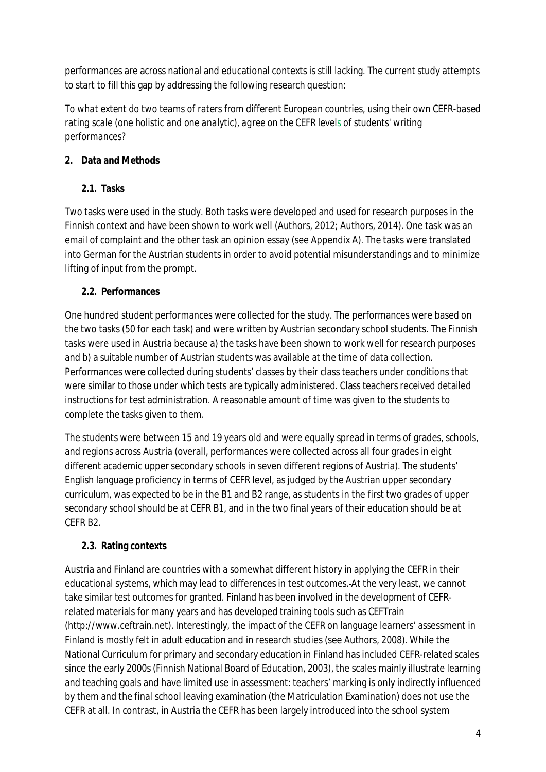performances are across national and educational contexts is still lacking. The current study attempts to start to fill this gap by addressing the following research question:

*To what extent do two teams of raters from different European countries, using their own CEFR-based rating scale (one holistic and one analytic), agree on the CEFR levels of students' writing performances?*

## 2. Data and Methods

### 2.1. Tasks

Two tasks were used in the study. Both tasks were developed and used for research purposes in the Finnish context and have been shown to work well (Authors, 2012; Authors, 2014). One task was an email of complaint and the other task an opinion essay (see Appendix A). The tasks were translated into German for the Austrian students in order to avoid potential misunderstandings and to minimize lifting of input from the prompt.

### 2.2. Performances

One hundred student performances were collected for the study. The performances were based on the two tasks (50 for each task) and were written by Austrian secondary school students. The Finnish tasks were used in Austria because a) the tasks have been shown to work well for research purposes and b) a suitable number of Austrian students was available at the time of data collection. Performances were collected during students' classes by their class teachers under conditions that were similar to those under which tests are typically administered. Class teachers received detailed instructions for test administration. A reasonable amount of time was given to the students to complete the tasks given to them.

The students were between 15 and 19 years old and were equally spread in terms of grades, schools, and regions across Austria (overall, performances were collected across all four grades in eight different academic upper secondary schools in seven different regions of Austria). The students' English language proficiency in terms of CEFR level, as judged by the Austrian upper secondary curriculum, was expected to be in the B1 and B2 range, as students in the first two grades of upper secondary school should be at CEFR B1, and in the two final years of their education should be at CEFR B2.

### 2.3. Rating contexts

Austria and Finland are countries with a somewhat different history in applying the CEFR in their educational systems, which may lead to differences in test outcomes. At the very least, we cannot take similar test outcomes for granted. Finland has been involved in the development of CEFR-related materials for many years and has developed training tools such as CEFTrain (http://www.ceftrain.net). Interestingly, the impact of the CEFR on language learners' assessment in Finland is mostly felt in adult education and in research studies (see Authors, 2008). While the National Curriculum for primary and secondary education in Finland has included CEFR-related scales since the early 2000s (Finnish National Board of Education, 2003), the scales mainly illustrate learning and teaching goals and have limited use in assessment: teachers' marking is only indirectly influenced by them and the final school leaving examination (the Matriculation Examination) does not use the CEFR at all. In contrast, in Austria the CEFR has been largely introduced into the school system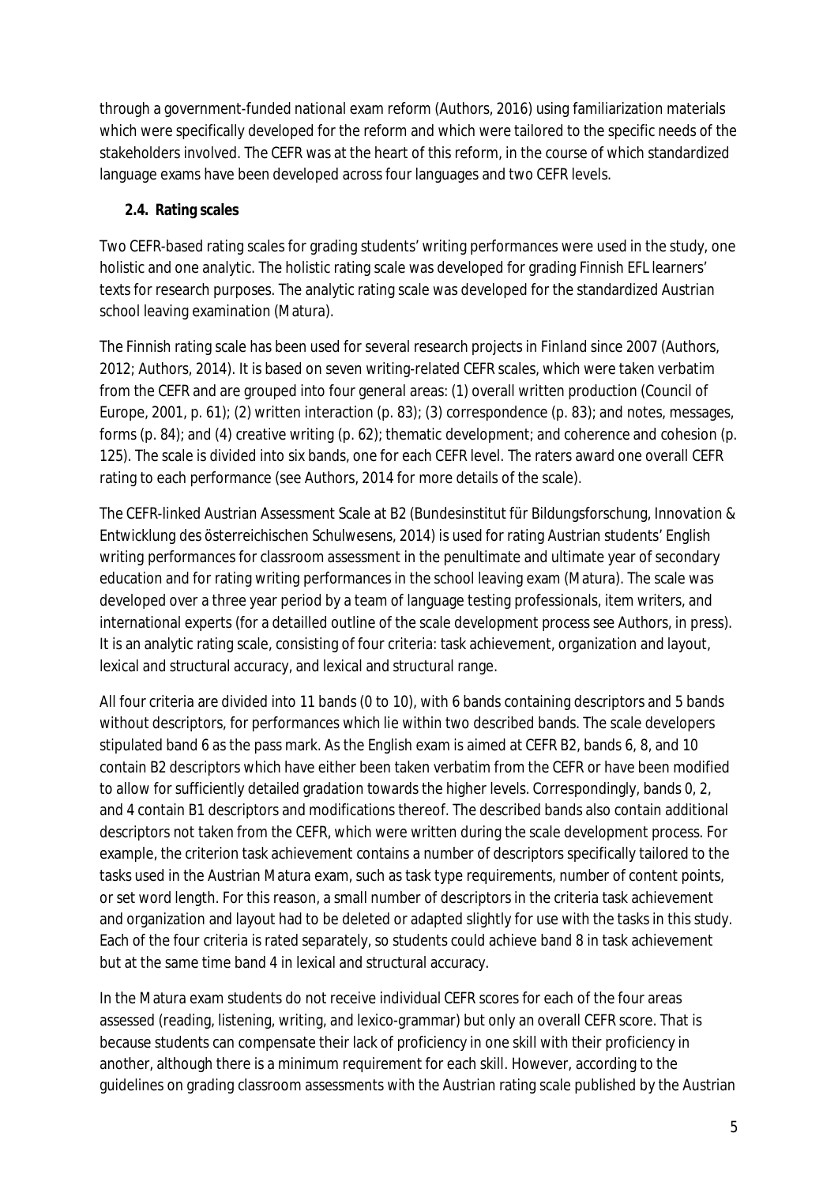through a government-funded national exam reform (Authors, 2016) using familiarization materials which were specifically developed for the reform and which were tailored to the specific needs of the stakeholders involved. The CEFR was at the heart of this reform, in the course of which standardized language exams have been developed across four languages and two CEFR levels.

### 2.4. Rating scales

Two CEFR-based rating scales for grading students' writing performances were used in the study, one holistic and one analytic. The holistic rating scale was developed for grading Finnish EFL learners' texts for research purposes. The analytic rating scale was developed for the standardized Austrian school leaving examination (Matura).

The Finnish rating scale has been used for several research projects in Finland since 2007 (Authors, 2012; Authors, 2014). It is based on seven writing-related CEFR scales, which were taken verbatim from the CEFR and are grouped into four general areas: (1) overall written production (Council of Europe, 2001, p. 61); (2) written interaction (p. 83); (3) correspondence (p. 83); and notes, messages, forms (p. 84); and (4) creative writing (p. 62); thematic development; and coherence and cohesion (p. 125). The scale is divided into six bands, one for each CEFR level. The raters award one overall CEFR rating to each performance (see Authors, 2014 for more details of the scale).

The CEFR-linked Austrian Assessment Scale at B2 (Bundesinstitut für Bildungsforschung, Innovation & Entwicklung des österreichischen Schulwesens, 2014) is used for rating Austrian students' English writing performances for classroom assessment in the penultimate and ultimate year of secondary education and for rating writing performances in the school leaving exam (Matura). The scale was developed over a three year period by a team of language testing professionals, item writers, and international experts (for a detailled outline of the scale development process see Authors, in press). It is an analytic rating scale, consisting of four criteria: task achievement, organization and layout, lexical and structural accuracy, and lexical and structural range.

All four criteria are divided into 11 bands (0 to 10), with 6 bands containing descriptors and 5 bands without descriptors, for performances which lie within two described bands. The scale developers stipulated band 6 as the pass mark. As the English exam is aimed at CEFR B2, bands 6, 8, and 10 contain B2 descriptors which have either been taken verbatim from the CEFR or have been modified to allow for sufficiently detailed gradation towards the higher levels. Correspondingly, bands 0, 2, and 4 contain B1 descriptors and modifications thereof. The described bands also contain additional descriptors not taken from the CEFR, which were written during the scale development process. For example, the criterion task achievement contains a number of descriptors specifically tailored to the tasks used in the Austrian Matura exam, such as task type requirements, number of content points, or set word length. For this reason, a small number of descriptors in the criteria task achievement and organization and layout had to be deleted or adapted slightly for use with the tasks in this study. Each of the four criteria is rated separately, so students could achieve band 8 in task achievement but at the same time band 4 in lexical and structural accuracy.

In the Matura exam students do not receive individual CEFR scores for each of the four areas assessed (reading, listening, writing, and lexico-grammar) but only an overall CEFR score. That is because students can compensate their lack of proficiency in one skill with their proficiency in another, although there is a minimum requirement for each skill. However, according to the guidelines on grading classroom assessments with the Austrian rating scale published by the Austrian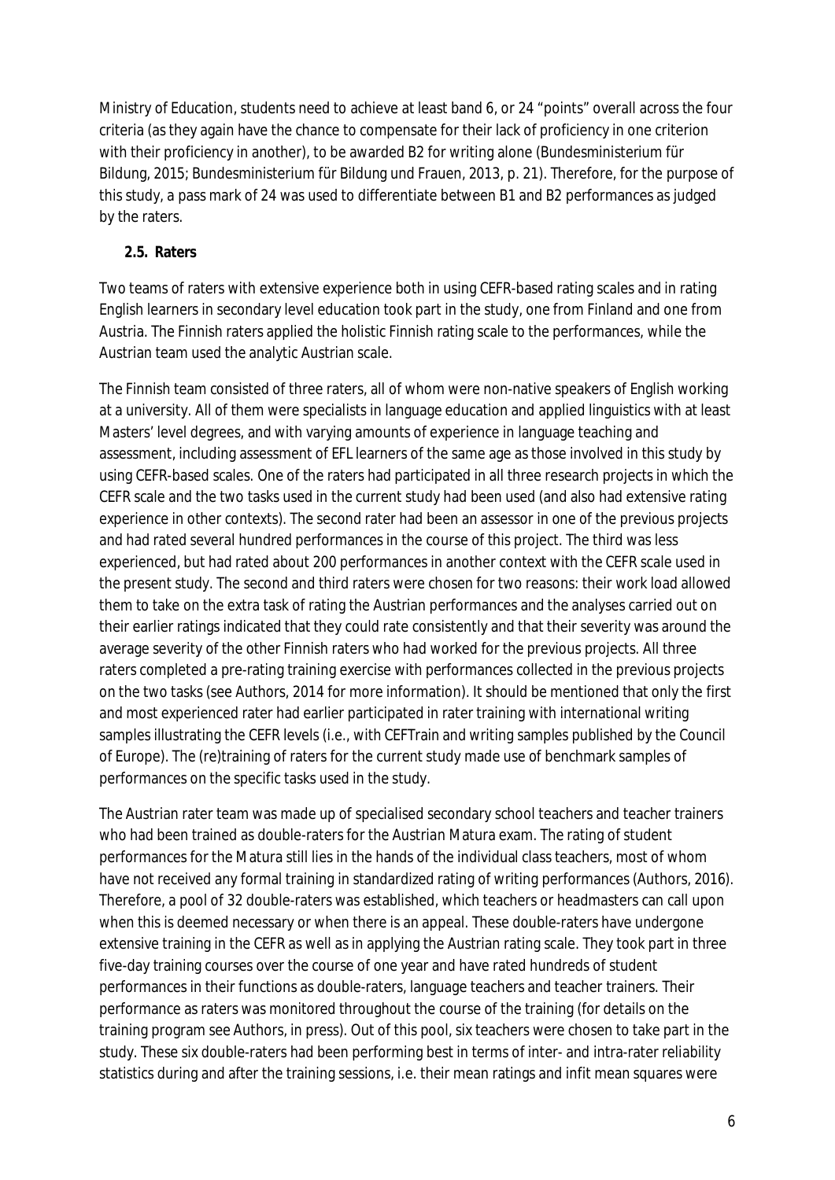Ministry of Education, students need to achieve at least band 6, or 24 "points" overall across the four criteria (as they again have the chance to compensate for their lack of proficiency in one criterion with their proficiency in another), to be awarded B2 for writing alone (Bundesministerium für Bildung, 2015; Bundesministerium für Bildung und Frauen, 2013, p. 21). Therefore, for the purpose of this study, a pass mark of 24 was used to differentiate between B1 and B2 performances as judged by the raters.

### 2.5. Raters

Two teams of raters with extensive experience both in using CEFR-based rating scales and in rating English learners in secondary level education took part in the study, one from Finland and one from Austria. The Finnish raters applied the holistic Finnish rating scale to the performances, while the Austrian team used the analytic Austrian scale.

The Finnish team consisted of three raters, all of whom were non-native speakers of English working at a university. All of them were specialists in language education and applied linguistics with at least Masters' level degrees, and with varying amounts of experience in language teaching and assessment, including assessment of EFL learners of the same age as those involved in this study by using CEFR-based scales. One of the raters had participated in all three research projects in which the CEFR scale and the two tasks used in the current study had been used (and also had extensive rating experience in other contexts). The second rater had been an assessor in one of the previous projects and had rated several hundred performances in the course of this project. The third was less experienced, but had rated about 200 performances in another context with the CEFR scale used in the present study. The second and third raters were chosen for two reasons: their work load allowed them to take on the extra task of rating the Austrian performances and the analyses carried out on their earlier ratings indicated that they could rate consistently and that their severity was around the average severity of the other Finnish raters who had worked for the previous projects. All three raters completed a pre-rating training exercise with performances collected in the previous projects on the two tasks (see Authors, 2014 for more information). It should be mentioned that only the first and most experienced rater had earlier participated in rater training with international writing samples illustrating the CEFR levels (i.e., with CEFTrain and writing samples published by the Council of Europe). The (re)training of raters for the current study made use of benchmark samples of performances on the specific tasks used in the study.

The Austrian rater team was made up of specialised secondary school teachers and teacher trainers who had been trained as double-raters for the Austrian Matura exam. The rating of student performances for the Matura still lies in the hands of the individual class teachers, most of whom have not received any formal training in standardized rating of writing performances (Authors, 2016). Therefore, a pool of 32 double-raters was established, which teachers or headmasters can call upon when this is deemed necessary or when there is an appeal. These double-raters have undergone extensive training in the CEFR as well as in applying the Austrian rating scale. They took part in three five-day training courses over the course of one year and have rated hundreds of student performances in their functions as double-raters, language teachers and teacher trainers. Their performance as raters was monitored throughout the course of the training (for details on the training program see Authors, in press). Out of this pool, six teachers were chosen to take part in the study. These six double-raters had been performing best in terms of inter- and intra-rater reliability statistics during and after the training sessions, i.e. their mean ratings and infit mean squares were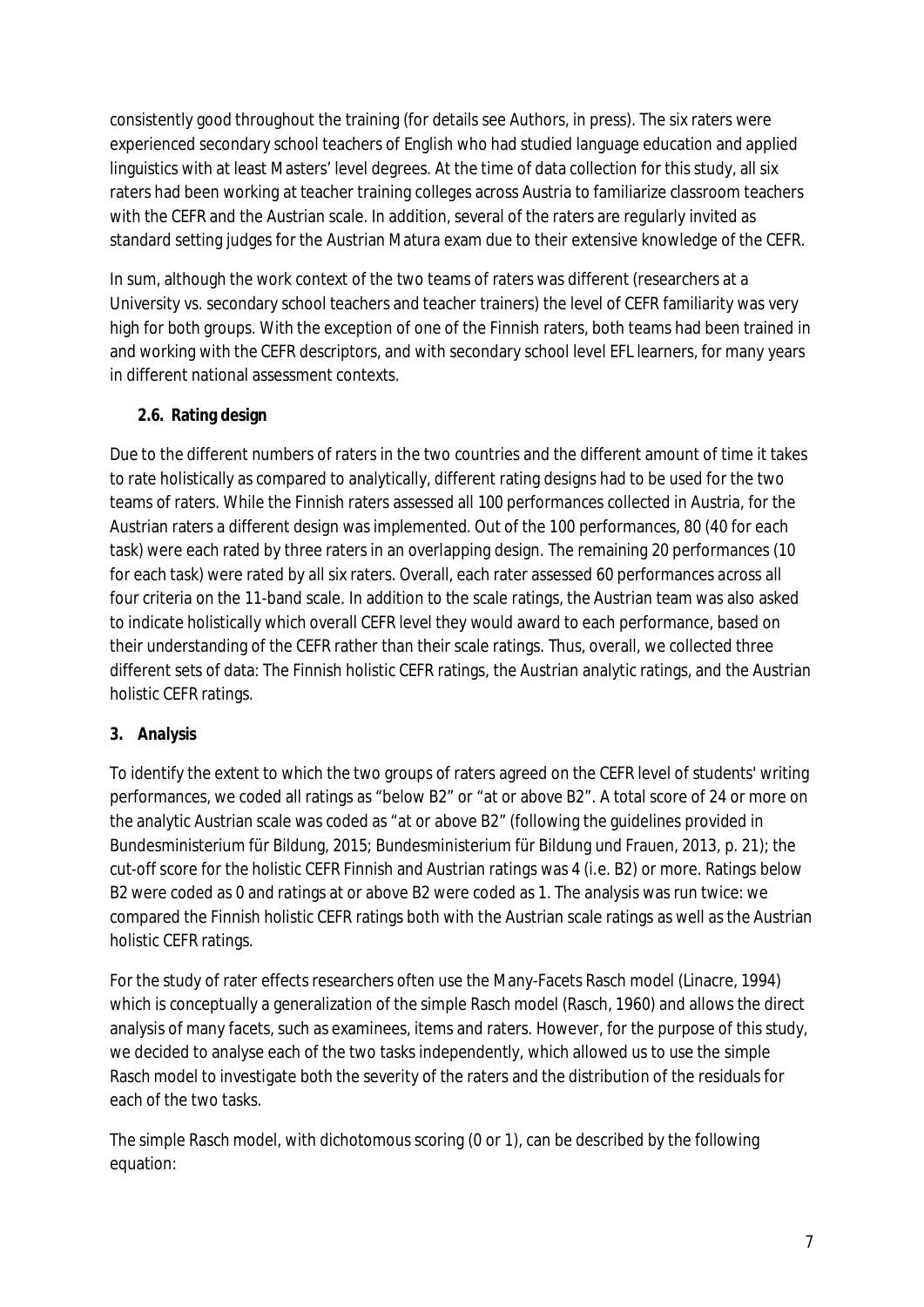consistently good throughout the training (for details see Authors, in press). The six raters were experienced secondary school teachers of English who had studied language education and applied linguistics with at least Masters' level degrees. At the time of data collection for this study, all six raters had been working at teacher training colleges across Austria to familiarize classroom teachers with the CEFR and the Austrian scale. In addition, several of the raters are regularly invited as standard setting judges for the Austrian Matura exam due to their extensive knowledge of the CEFR.

In sum, although the work context of the two teams of raters was different (researchers at a University vs. secondary school teachers and teacher trainers) the level of CEFR familiarity was very high for both groups. With the exception of one of the Finnish raters, both teams had been trained in and working with the CEFR descriptors, and with secondary school level EFL learners, for many years in different national assessment contexts.

### 2.6. Rating design

Due to the different numbers of raters in the two countries and the different amount of time it takes to rate holistically as compared to analytically, different rating designs had to be used for the two teams of raters. While the Finnish raters assessed all 100 performances collected in Austria, for the Austrian raters a different design was implemented. Out of the 100 performances, 80 (40 for each task) were each rated by three raters in an overlapping design. The remaining 20 performances (10 for each task) were rated by all six raters. Overall, each rater assessed 60 performances across all four criteria on the 11-band scale. In addition to the scale ratings, the Austrian team was also asked to indicate holistically which overall CEFR level they would award to each performance, based on their understanding of the CEFR rather than their scale ratings. Thus, overall, we collected three different sets of data: The Finnish holistic CEFR ratings, the Austrian analytic ratings, and the Austrian holistic CEFR ratings.

## 3. Analysis

To identify the extent to which the two groups of raters agreed on the CEFR level of students' writing performances, we coded all ratings as "below B2" or "at or above B2". A total score of 24 or more on the analytic Austrian scale was coded as "at or above B2" (following the guidelines provided in Bundesministerium für Bildung, 2015; Bundesministerium für Bildung und Frauen, 2013, p. 21); the cut-off score for the holistic CEFR Finnish and Austrian ratings was 4 (i.e. B2) or more. Ratings below B2 were coded as 0 and ratings at or above B2 were coded as 1. The analysis was run twice: we compared the Finnish holistic CEFR ratings both with the Austrian scale ratings as well as the Austrian holistic CEFR ratings.

For the study of rater effects researchers often use the Many-Facets Rasch model (Linacre, 1994) which is conceptually a generalization of the simple Rasch model (Rasch, 1960) and allows the direct analysis of many facets, such as examinees, items and raters. However, for the purpose of this study, we decided to analyse each of the two tasks independently, which allowed us to use the simple Rasch model to investigate both the severity of the raters and the distribution of the residuals for each of the two tasks.

The simple Rasch model, with dichotomous scoring (0 or 1), can be described by the following equation: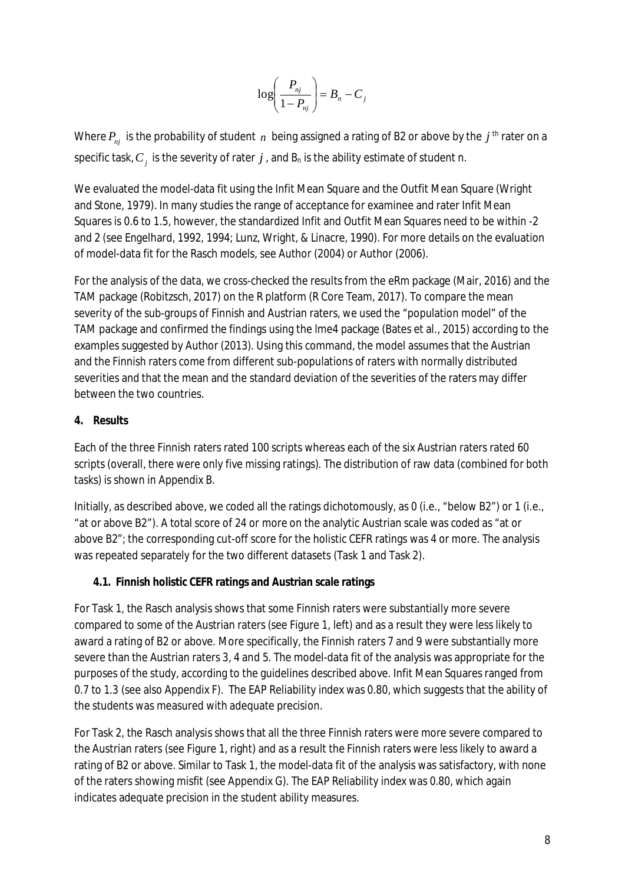$$\log\left(\frac{P_{nj}}{1-P_{nj}}\right) = B_n - C_j$$

Where $P_{nj}$ is the probability of student $n$ being assigned a rating of B2 or above by the $j^{th}$ rater on a specific task, $C_j$ is the severity of rater $j$, and $B_n$ is the ability estimate of student n.

We evaluated the model-data fit using the Infit Mean Square and the Outfit Mean Square (Wright and Stone, 1979). In many studies the range of acceptance for examinee and rater Infit Mean Squares is 0.6 to 1.5, however, the standardized Infit and Outfit Mean Squares need to be within -2 and 2 (see Engelhard, 1992, 1994; Lunz, Wright, & Linacre, 1990). For more details on the evaluation of model-data fit for the Rasch models, see Author (2004) or Author (2006).

For the analysis of the data, we cross-checked the results from the eRm package (Mair, 2016) and the TAM package (Robitzsch, 2017) on the R platform (R Core Team, 2017). To compare the mean severity of the sub-groups of Finnish and Austrian raters, we used the "population model" of the TAM package and confirmed the findings using the lme4 package (Bates et al., 2015) according to the examples suggested by Author (2013). Using this command, the model assumes that the Austrian and the Finnish raters come from different sub-populations of raters with normally distributed severities and that the mean and the standard deviation of the severities of the raters may differ between the two countries.

## 4. Results

Each of the three Finnish raters rated 100 scripts whereas each of the six Austrian raters rated 60 scripts (overall, there were only five missing ratings). The distribution of raw data (combined for both tasks) is shown in Appendix B.

Initially, as described above, we coded all the ratings dichotomously, as 0 (i.e., "below B2") or 1 (i.e., "at or above B2"). A total score of 24 or more on the analytic Austrian scale was coded as "at or above B2"; the corresponding cut-off score for the holistic CEFR ratings was 4 or more. The analysis was repeated separately for the two different datasets (Task 1 and Task 2).

### 4.1. Finnish holistic CEFR ratings and Austrian scale ratings

For Task 1, the Rasch analysis shows that some Finnish raters were substantially more severe compared to some of the Austrian raters (see Figure 1, left) and as a result they were less likely to award a rating of B2 or above. More specifically, the Finnish raters 7 and 9 were substantially more severe than the Austrian raters 3, 4 and 5. The model-data fit of the analysis was appropriate for the purposes of the study, according to the guidelines described above. Infit Mean Squares ranged from 0.7 to 1.3 (see also Appendix F). The EAP Reliability index was 0.80, which suggests that the ability of the students was measured with adequate precision.

For Task 2, the Rasch analysis shows that all the three Finnish raters were more severe compared to the Austrian raters (see Figure 1, right) and as a result the Finnish raters were less likely to award a rating of B2 or above. Similar to Task 1, the model-data fit of the analysis was satisfactory, with none of the raters showing misfit (see Appendix G). The EAP Reliability index was 0.80, which again indicates adequate precision in the student ability measures.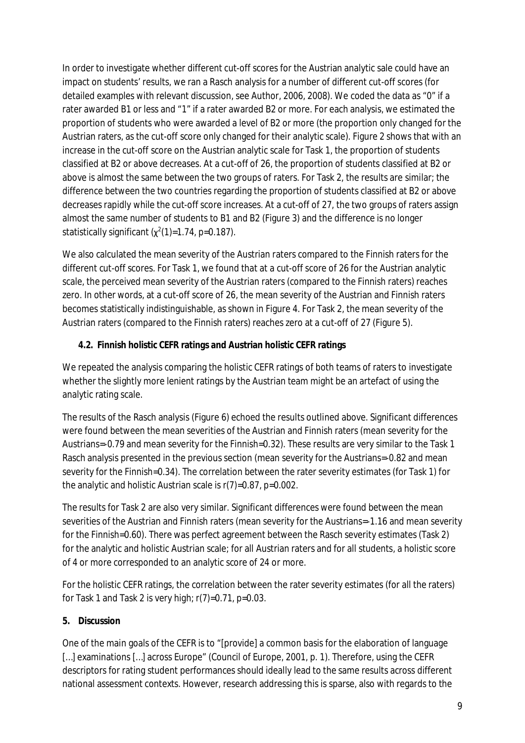In order to investigate whether different cut-off scores for the Austrian analytic sale could have an impact on students' results, we ran a Rasch analysis for a number of different cut-off scores (for detailed examples with relevant discussion, see Author, 2006, 2008). We coded the data as "0" if a rater awarded B1 or less and "1" if a rater awarded B2 or more. For each analysis, we estimated the proportion of students who were awarded a level of B2 or more (the proportion only changed for the Austrian raters, as the cut-off score only changed for their analytic scale). Figure 2 shows that with an increase in the cut-off score on the Austrian analytic scale for Task 1, the proportion of students classified at B2 or above decreases. At a cut-off of 26, the proportion of students classified at B2 or above is almost the same between the two groups of raters. For Task 2, the results are similar; the difference between the two countries regarding the proportion of students classified at B2 or above decreases rapidly while the cut-off score increases. At a cut-off of 27, the two groups of raters assign almost the same number of students to B1 and B2 (Figure 3) and the difference is no longer statistically significant ($\chi^2(1)=1.74$, $p=0.187$).

We also calculated the mean severity of the Austrian raters compared to the Finnish raters for the different cut-off scores. For Task 1, we found that at a cut-off score of 26 for the Austrian analytic scale, the perceived mean severity of the Austrian raters (compared to the Finnish raters) reaches zero. In other words, at a cut-off score of 26, the mean severity of the Austrian and Finnish raters becomes statistically indistinguishable, as shown in Figure 4. For Task 2, the mean severity of the Austrian raters (compared to the Finnish raters) reaches zero at a cut-off of 27 (Figure 5).

### 4.2. Finnish holistic CEFR ratings and Austrian holistic CEFR ratings

We repeated the analysis comparing the holistic CEFR ratings of both teams of raters to investigate whether the slightly more lenient ratings by the Austrian team might be an artefact of using the analytic rating scale.

The results of the Rasch analysis (Figure 6) echoed the results outlined above. Significant differences were found between the mean severities of the Austrian and Finnish raters (mean severity for the Austrians=-0.79 and mean severity for the Finnish=0.32). These results are very similar to the Task 1 Rasch analysis presented in the previous section (mean severity for the Austrians=-0.82 and mean severity for the Finnish=0.34). The correlation between the rater severity estimates (for Task 1) for the analytic and holistic Austrian scale is $r(7)=0.87$, $p=0.002$.

The results for Task 2 are also very similar. Significant differences were found between the mean severities of the Austrian and Finnish raters (mean severity for the Austrians=-1.16 and mean severity for the Finnish=0.60). There was perfect agreement between the Rasch severity estimates (Task 2) for the analytic and holistic Austrian scale; for all Austrian raters and for all students, a holistic score of 4 or more corresponded to an analytic score of 24 or more.

For the holistic CEFR ratings, the correlation between the rater severity estimates (for all the raters) for Task 1 and Task 2 is very high; $r(7)=0.71$, $p=0.03$.

## 5. Discussion

One of the main goals of the CEFR is to "[provide] a common basis for the elaboration of language [...] examinations [...] across Europe" (Council of Europe, 2001, p. 1). Therefore, using the CEFR descriptors for rating student performances should ideally lead to the same results across different national assessment contexts. However, research addressing this is sparse, also with regards to the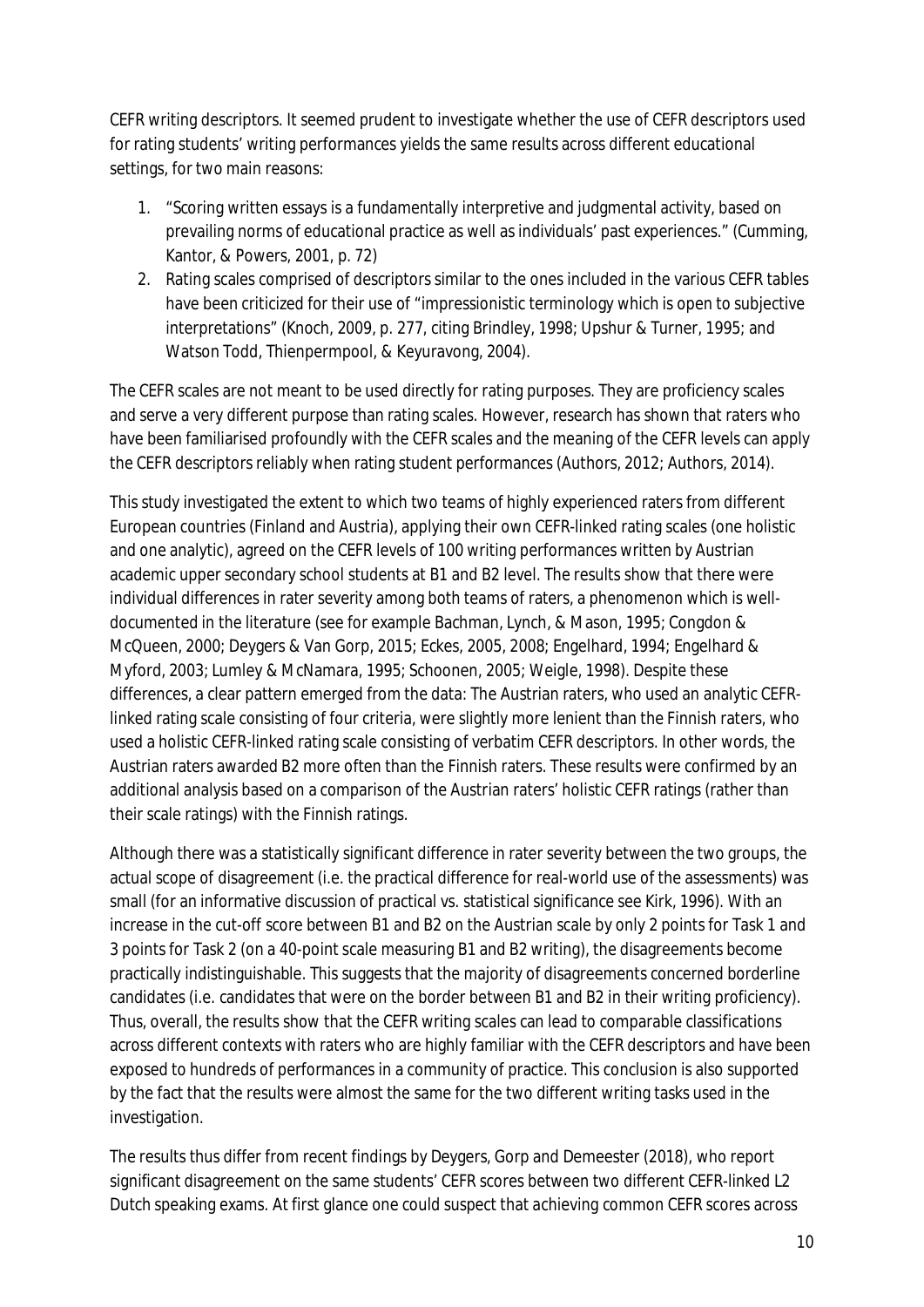CEFR writing descriptors. It seemed prudent to investigate whether the use of CEFR descriptors used for rating students' writing performances yields the same results across different educational settings, for two main reasons:

1. "Scoring written essays is a fundamentally interpretive and judgmental activity, based on prevailing norms of educational practice as well as individuals' past experiences." (Cumming, Kantor, & Powers, 2001, p. 72)
2. Rating scales comprised of descriptors similar to the ones included in the various CEFR tables have been criticized for their use of "impressionistic terminology which is open to subjective interpretations" (Knoch, 2009, p. 277, citing Brindley, 1998; Upshur & Turner, 1995; and Watson Todd, Thienpermpool, & Keyuravong, 2004).

The CEFR scales are not meant to be used directly for rating purposes. They are proficiency scales and serve a very different purpose than rating scales. However, research has shown that raters who have been familiarised profoundly with the CEFR scales and the meaning of the CEFR levels can apply the CEFR descriptors reliably when rating student performances (Authors, 2012; Authors, 2014).

This study investigated the extent to which two teams of highly experienced raters from different European countries (Finland and Austria), applying their own CEFR-linked rating scales (one holistic and one analytic), agreed on the CEFR levels of 100 writing performances written by Austrian academic upper secondary school students at B1 and B2 level. The results show that there were individual differences in rater severity among both teams of raters, a phenomenon which is well-documented in the literature (see for example Bachman, Lynch, & Mason, 1995; Congdon & McQueen, 2000; Deygers & Van Gorp, 2015; Eckes, 2005, 2008; Engelhard, 1994; Engelhard & Myford, 2003; Lumley & McNamara, 1995; Schoonen, 2005; Weigle, 1998). Despite these differences, a clear pattern emerged from the data: The Austrian raters, who used an analytic CEFR-linked rating scale consisting of four criteria, were slightly more lenient than the Finnish raters, who used a holistic CEFR-linked rating scale consisting of verbatim CEFR descriptors. In other words, the Austrian raters awarded B2 more often than the Finnish raters. These results were confirmed by an additional analysis based on a comparison of the Austrian raters' holistic CEFR ratings (rather than their scale ratings) with the Finnish ratings.

Although there was a statistically significant difference in rater severity between the two groups, the actual scope of disagreement (i.e. the practical difference for real-world use of the assessments) was small (for an informative discussion of practical vs. statistical significance see Kirk, 1996). With an increase in the cut-off score between B1 and B2 on the Austrian scale by only 2 points for Task 1 and 3 points for Task 2 (on a 40-point scale measuring B1 and B2 writing), the disagreements become practically indistinguishable. This suggests that the majority of disagreements concerned borderline candidates (i.e. candidates that were on the border between B1 and B2 in their writing proficiency). Thus, overall, the results show that the CEFR writing scales can lead to comparable classifications across different contexts with raters who are highly familiar with the CEFR descriptors and have been exposed to hundreds of performances in a community of practice. This conclusion is also supported by the fact that the results were almost the same for the two different writing tasks used in the investigation.

The results thus differ from recent findings by Deygers, Gorp and Demeester (2018), who report significant disagreement on the same students' CEFR scores between two different CEFR-linked L2 Dutch speaking exams. At first glance one could suspect that achieving common CEFR scores across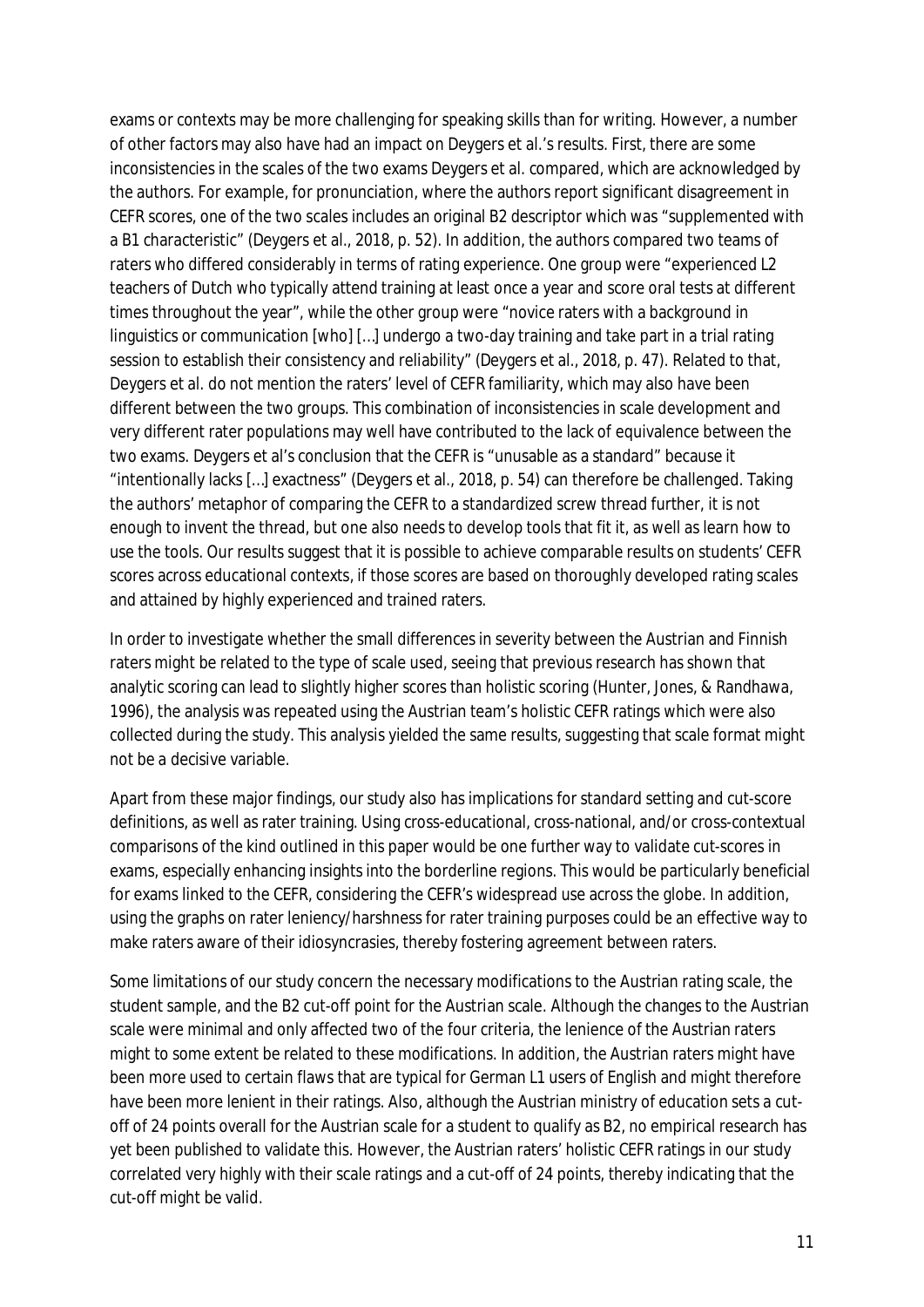exams or contexts may be more challenging for speaking skills than for writing. However, a number of other factors may also have had an impact on Deygers et al.'s results. First, there are some inconsistencies in the scales of the two exams Deygers et al. compared, which are acknowledged by the authors. For example, for pronunciation, where the authors report significant disagreement in CEFR scores, one of the two scales includes an original B2 descriptor which was "supplemented with a B1 characteristic" (Deygers et al., 2018, p. 52). In addition, the authors compared two teams of raters who differed considerably in terms of rating experience. One group were "experienced L2 teachers of Dutch who typically attend training at least once a year and score oral tests at different times throughout the year", while the other group were "novice raters with a background in linguistics or communication [who] […] undergo a two-day training and take part in a trial rating session to establish their consistency and reliability" (Deygers et al., 2018, p. 47). Related to that, Deygers et al. do not mention the raters' level of CEFR familiarity, which may also have been different between the two groups. This combination of inconsistencies in scale development and very different rater populations may well have contributed to the lack of equivalence between the two exams. Deygers et al's conclusion that the CEFR is "unusable as a standard" because it "intentionally lacks […] exactness" (Deygers et al., 2018, p. 54) can therefore be challenged. Taking the authors' metaphor of comparing the CEFR to a standardized screw thread further, it is not enough to invent the thread, but one also needs to develop tools that fit it, as well as learn how to use the tools. Our results suggest that it is possible to achieve comparable results on students' CEFR scores across educational contexts, if those scores are based on thoroughly developed rating scales and attained by highly experienced and trained raters.

In order to investigate whether the small differences in severity between the Austrian and Finnish raters might be related to the type of scale used, seeing that previous research has shown that analytic scoring can lead to slightly higher scores than holistic scoring (Hunter, Jones, & Randhawa, 1996), the analysis was repeated using the Austrian team's holistic CEFR ratings which were also collected during the study. This analysis yielded the same results, suggesting that scale format might not be a decisive variable.

Apart from these major findings, our study also has implications for standard setting and cut-score definitions, as well as rater training. Using cross-educational, cross-national, and/or cross-contextual comparisons of the kind outlined in this paper would be one further way to validate cut-scores in exams, especially enhancing insights into the borderline regions. This would be particularly beneficial for exams linked to the CEFR, considering the CEFR's widespread use across the globe. In addition, using the graphs on rater leniency/harshness for rater training purposes could be an effective way to make raters aware of their idiosyncrasies, thereby fostering agreement between raters.

Some limitations of our study concern the necessary modifications to the Austrian rating scale, the student sample, and the B2 cut-off point for the Austrian scale. Although the changes to the Austrian scale were minimal and only affected two of the four criteria, the lenience of the Austrian raters might to some extent be related to these modifications. In addition, the Austrian raters might have been more used to certain flaws that are typical for German L1 users of English and might therefore have been more lenient in their ratings. Also, although the Austrian ministry of education sets a cut-off of 24 points overall for the Austrian scale for a student to qualify as B2, no empirical research has yet been published to validate this. However, the Austrian raters' holistic CEFR ratings in our study correlated very highly with their scale ratings and a cut-off of 24 points, thereby indicating that the cut-off might be valid.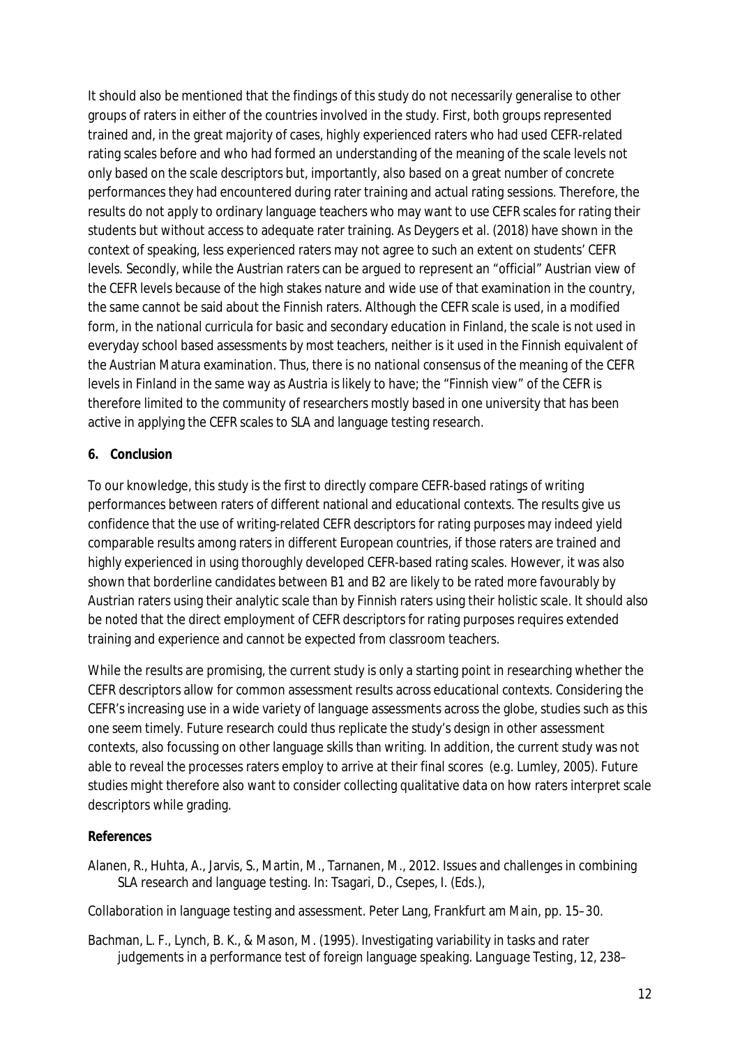It should also be mentioned that the findings of this study do not necessarily generalise to other groups of raters in either of the countries involved in the study. First, both groups represented trained and, in the great majority of cases, highly experienced raters who had used CEFR-related rating scales before and who had formed an understanding of the meaning of the scale levels not only based on the scale descriptors but, importantly, also based on a great number of concrete performances they had encountered during rater training and actual rating sessions. Therefore, the results do not apply to ordinary language teachers who may want to use CEFR scales for rating their students but without access to adequate rater training. As Deygers et al. (2018) have shown in the context of speaking, less experienced raters may not agree to such an extent on students' CEFR levels. Secondly, while the Austrian raters can be argued to represent an "official" Austrian view of the CEFR levels because of the high stakes nature and wide use of that examination in the country, the same cannot be said about the Finnish raters. Although the CEFR scale is used, in a modified form, in the national curricula for basic and secondary education in Finland, the scale is not used in everyday school based assessments by most teachers, neither is it used in the Finnish equivalent of the Austrian Matura examination. Thus, there is no national consensus of the meaning of the CEFR levels in Finland in the same way as Austria is likely to have; the "Finnish view" of the CEFR is therefore limited to the community of researchers mostly based in one university that has been active in applying the CEFR scales to SLA and language testing research.

## 6. Conclusion

To our knowledge, this study is the first to directly compare CEFR-based ratings of writing performances between raters of different national and educational contexts. The results give us confidence that the use of writing-related CEFR descriptors for rating purposes may indeed yield comparable results among raters in different European countries, if those raters are trained and highly experienced in using thoroughly developed CEFR-based rating scales. However, it was also shown that borderline candidates between B1 and B2 are likely to be rated more favourably by Austrian raters using their analytic scale than by Finnish raters using their holistic scale. It should also be noted that the direct employment of CEFR descriptors for rating purposes requires extended training and experience and cannot be expected from classroom teachers.

While the results are promising, the current study is only a starting point in researching whether the CEFR descriptors allow for common assessment results across educational contexts. Considering the CEFR's increasing use in a wide variety of language assessments across the globe, studies such as this one seem timely. Future research could thus replicate the study's design in other assessment contexts, also focussing on other language skills than writing. In addition, the current study was not able to reveal the processes raters employ to arrive at their final scores (e.g. Lumley, 2005). Future studies might therefore also want to consider collecting qualitative data on how raters interpret scale descriptors while grading.

## References

Alanen, R., Huhta, A., Jarvis, S., Martin, M., Tarnanen, M., 2012. Issues and challenges in combining SLA research and language testing. In: Tsagari, D., Csepes, I. (Eds.),

Collaboration in language testing and assessment. Peter Lang, Frankfurt am Main, pp. 15–30.

Bachman, L. F., Lynch, B. K., & Mason, M. (1995). Investigating variability in tasks and rater judgements in a performance test of foreign language speaking. *Language Testing*, 12, 238–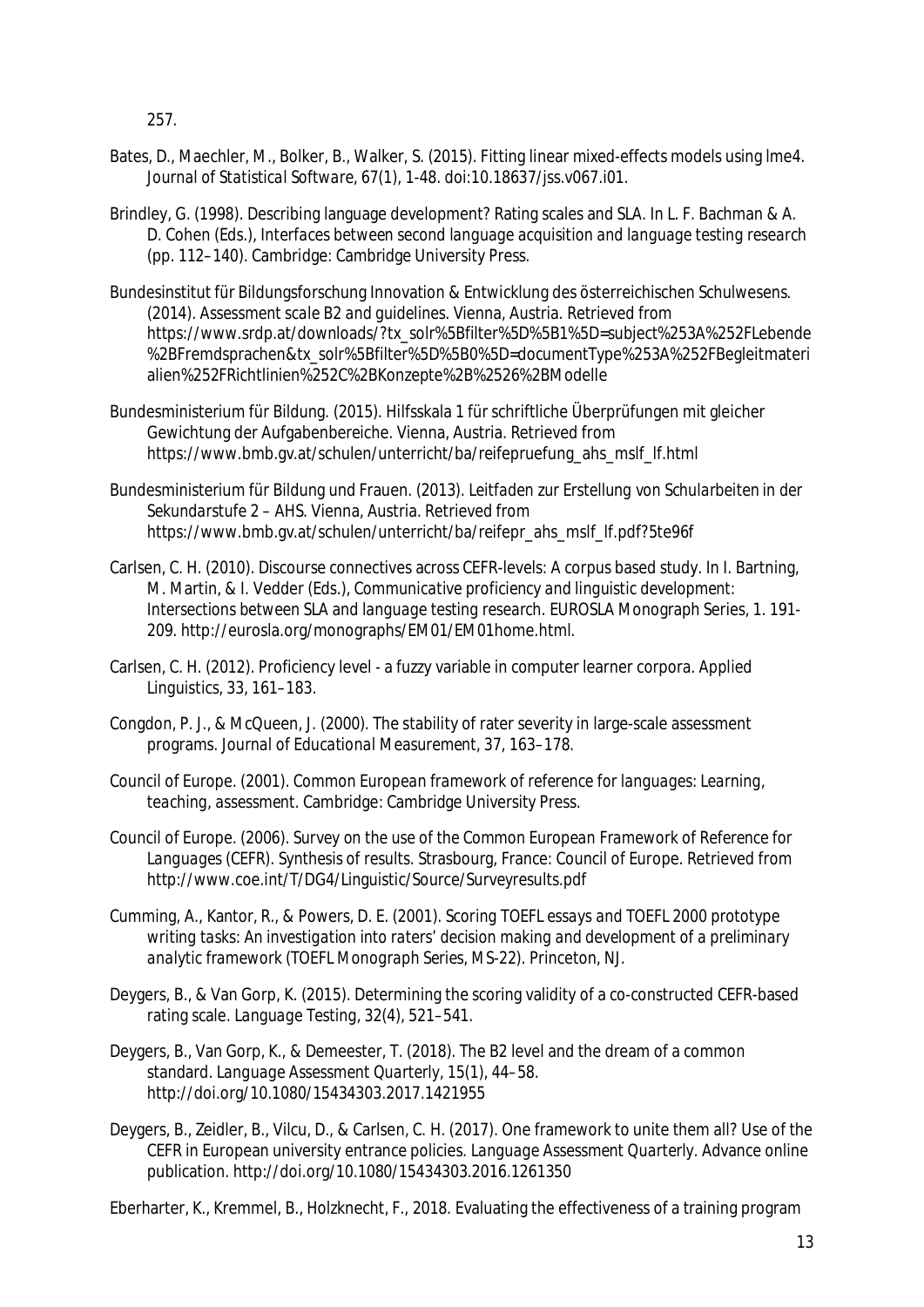257.

Bates, D., Maechler, M., Bolker, B., Walker, S. (2015). Fitting linear mixed-effects models using lme4. *Journal of Statistical Software*, 67(1), 1-48. doi:10.18637/jss.v067.i01.

Brindley, G. (1998). Describing language development? Rating scales and SLA. In L. F. Bachman & A. D. Cohen (Eds.), *Interfaces between second language acquisition and language testing research* (pp. 112–140). Cambridge: Cambridge University Press.

Bundesinstitut für Bildungsforschung Innovation & Entwicklung des österreichischen Schulwesens. (2014). *Assessment scale B2 and guidelines*. Vienna, Austria. Retrieved from https://www.srdp.at/downloads/?tx_solr%5Bfilter%5D%5B1%5D=subject%253A%252FLebende%2BFremdsprachen&tx_solr%5Bfilter%5D%5B0%5D=documentType%253A%252FBegleitmaterialien%252FRichtlinien%252C%2BKonzepte%2B%2526%2BModelle

Bundesministerium für Bildung. (2015). *Hilfsskala 1 für schriftliche Überprüfungen mit gleicher Gewichtung der Aufgabenbereiche*. Vienna, Austria. Retrieved from https://www.bmb.gv.at/schulen/unterricht/ba/reifepruefung_ahs_mslf_lf.html

Bundesministerium für Bildung und Frauen. (2013). *Leitfaden zur Erstellung von Schularbeiten in der Sekundarstufe 2 – AHS*. Vienna, Austria. Retrieved from https://www.bmb.gv.at/schulen/unterricht/ba/reifepr_ahs_mslf_lf.pdf?5te96f

Carlsen, C. H. (2010). Discourse connectives across CEFR-levels: A corpus based study. In I. Bartning, M. Martin, & I. Vedder (Eds.), *Communicative proficiency and linguistic development: Intersections between SLA and language testing research*. EUROSLA Monograph Series, 1. 191-209. http://eurosla.org/monographs/EM01/EM01home.html.

Carlsen, C. H. (2012). Proficiency level - a fuzzy variable in computer learner corpora. *Applied Linguistics*, 33, 161–183.

Congdon, P. J., & McQueen, J. (2000). The stability of rater severity in large-scale assessment programs. *Journal of Educational Measurement*, 37, 163–178.

Council of Europe. (2001). *Common European framework of reference for languages: Learning, teaching, assessment*. Cambridge: Cambridge University Press.

Council of Europe. (2006). *Survey on the use of the Common European Framework of Reference for Languages (CEFR). Synthesis of results*. Strasbourg, France: Council of Europe. Retrieved from http://www.coe.int/T/DG4/Linguistic/Source/Surveyresults.pdf

Cumming, A., Kantor, R., & Powers, D. E. (2001). *Scoring TOEFL essays and TOEFL 2000 prototype writing tasks: An investigation into raters' decision making and development of a preliminary analytic framework* (TOEFL Monograph Series, MS-22). Princeton, NJ.

Deygers, B., & Van Gorp, K. (2015). Determining the scoring validity of a co-constructed CEFR-based rating scale. *Language Testing*, 32(4), 521–541.

Deygers, B., Van Gorp, K., & Demeester, T. (2018). The B2 level and the dream of a common standard. *Language Assessment Quarterly*, 15(1), 44–58. http://doi.org/10.1080/15434303.2017.1421955

Deygers, B., Zeidler, B., Vilcu, D., & Carlsen, C. H. (2017). One framework to unite them all? Use of the CEFR in European university entrance policies. *Language Assessment Quarterly*. Advance online publication. http://doi.org/10.1080/15434303.2016.1261350

Eberharter, K., Kremmel, B., Holzknecht, F., 2018. Evaluating the effectiveness of a training program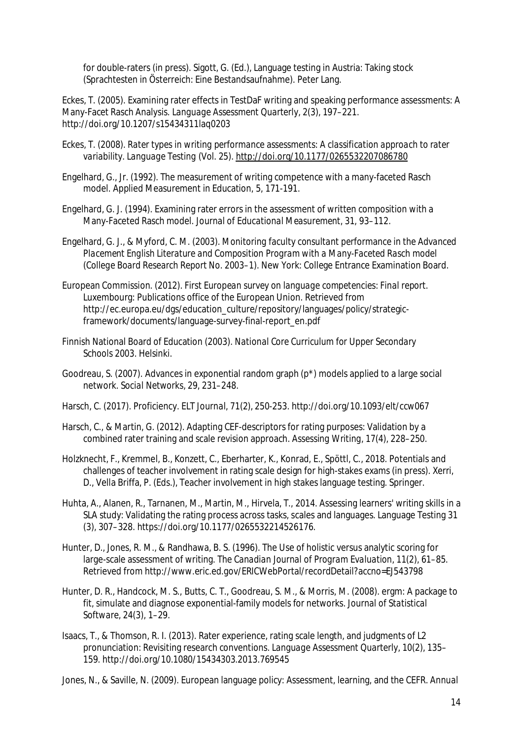for double-raters (in press). Sigott, G. (Ed.), Language testing in Austria: Taking stock (Sprachtesten in Österreich: Eine Bestandsaufnahme). Peter Lang.

Eckes, T. (2005). Examining rater effects in TestDaF writing and speaking performance assessments: A Many-Facet Rasch Analysis. *Language Assessment Quarterly*, 2(3), 197–221. http://doi.org/10.1207/s15434311laq0203

Eckes, T. (2008). Rater types in writing performance assessments: A classification approach to rater variability. *Language Testing* (Vol. 25). http://doi.org/10.1177/0265532207086780

Engelhard, G., Jr. (1992). The measurement of writing competence with a many-faceted Rasch model. Applied Measurement in Education, 5, 171-191.

Engelhard, G. J. (1994). Examining rater errors in the assessment of written composition with a Many-Faceted Rasch model. *Journal of Educational Measurement*, 31, 93–112.

Engelhard, G. J., & Myford, C. M. (2003). *Monitoring faculty consultant performance in the Advanced Placement English Literature and Composition Program with a Many-Faceted Rasch model* (College Board Research Report No. 2003–1). New York: College Entrance Examination Board.

European Commission. (2012). *First European survey on language competencies: Final report.* Luxembourg: Publications office of the European Union. Retrieved from http://ec.europa.eu/dgs/education_culture/repository/languages/policy/strategic-framework/documents/language-survey-final-report_en.pdf

Finnish National Board of Education (2003). *National Core Curriculum for Upper Secondary Schools 2003*. Helsinki.

Goodreau, S. (2007). Advances in exponential random graph (p*) models applied to a large social network. *Social Networks*, 29, 231–248.

Harsch, C. (2017). Proficiency. *ELT Journal*, 71(2), 250-253. http://doi.org/10.1093/elt/ccw067

Harsch, C., & Martin, G. (2012). Adapting CEF-descriptors for rating purposes: Validation by a combined rater training and scale revision approach. Assessing Writing, 17(4), 228–250.

Holzknecht, F., Kremmel, B., Konzett, C., Eberharter, K., Konrad, E., Spöttl, C., 2018. Potentials and challenges of teacher involvement in rating scale design for high-stakes exams (in press). Xerri, D., Vella Briffa, P. (Eds.), Teacher involvement in high stakes language testing. Springer.

Huhta, A., Alanen, R., Tarnanen, M., Martin, M., Hirvela, T., 2014. Assessing learners' writing skills in a SLA study: Validating the rating process across tasks, scales and languages. Language Testing 31 (3), 307–328. https://doi.org/10.1177/0265532214526176.

Hunter, D., Jones, R. M., & Randhawa, B. S. (1996). The Use of holistic versus analytic scoring for large-scale assessment of writing. *The Canadian Journal of Program Evaluation*, 11(2), 61–85. Retrieved from http://www.eric.ed.gov/ERICWebPortal/recordDetail?accno=EJ543798

Hunter, D. R., Handcock, M. S., Butts, C. T., Goodreau, S. M., & Morris, M. (2008). ergm: A package to fit, simulate and diagnose exponential-family models for networks. *Journal of Statistical Software*, 24(3), 1–29.

Isaacs, T., & Thomson, R. I. (2013). Rater experience, rating scale length, and judgments of L2 pronunciation: Revisiting research conventions. *Language Assessment Quarterly*, 10(2), 135–159. http://doi.org/10.1080/15434303.2013.769545

Jones, N., & Saville, N. (2009). European language policy: Assessment, learning, and the CEFR. *Annual*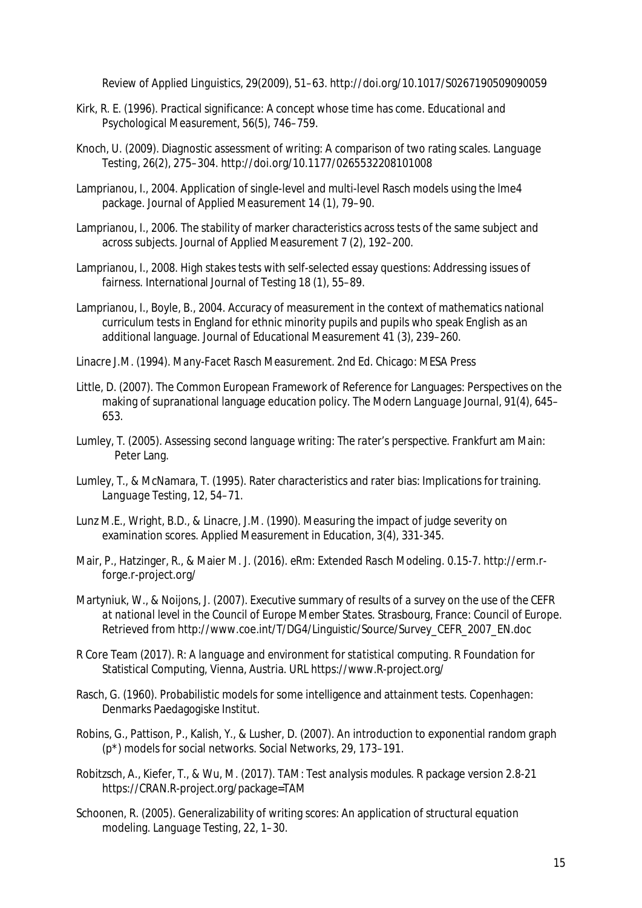Review of Applied Linguistics, 29(2009), 51–63. http://doi.org/10.1017/S0267190509090059

Kirk, R. E. (1996). Practical significance: A concept whose time has come. *Educational and Psychological Measurement*, *56*(5), 746–759.

Knoch, U. (2009). Diagnostic assessment of writing: A comparison of two rating scales. *Language Testing*, *26*(2), 275–304. http://doi.org/10.1177/0265532208101008

Lamprianou, I., 2004. Application of single-level and multi-level Rasch models using the lme4 package. Journal of Applied Measurement 14 (1), 79–90.

Lamprianou, I., 2006. The stability of marker characteristics across tests of the same subject and across subjects. Journal of Applied Measurement 7 (2), 192–200.

Lamprianou, I., 2008. High stakes tests with self-selected essay questions: Addressing issues of fairness. International Journal of Testing 18 (1), 55–89.

Lamprianou, I., Boyle, B., 2004. Accuracy of measurement in the context of mathematics national curriculum tests in England for ethnic minority pupils and pupils who speak English as an additional language. Journal of Educational Measurement 41 (3), 239–260.

Linacre J.M. (1994). *Many-Facet Rasch Measurement*. 2nd Ed. Chicago: MESA Press

Little, D. (2007). The Common European Framework of Reference for Languages: Perspectives on the making of supranational language education policy. *The Modern Language Journal*, 91(4), 645–653.

Lumley, T. (2005). *Assessing second language writing: The rater's perspective*. Frankfurt am Main: Peter Lang.

Lumley, T., & McNamara, T. (1995). Rater characteristics and rater bias: Implications for training. *Language Testing*, 12, 54–71.

Lunz M.E., Wright, B.D., & Linacre, J.M. (1990). Measuring the impact of judge severity on examination scores. Applied Measurement in Education, 3(4), 331-345.

Mair, P., Hatzinger, R., & Maier M. J. (2016). eRm: Extended Rasch Modeling. 0.15-7. http://erm.r-forge.r-project.org/

Martyniuk, W., & Noijons, J. (2007). *Executive summary of results of a survey on the use of the CEFR at national level in the Council of Europe Member States*. Strasbourg, France: Council of Europe. Retrieved from http://www.coe.int/T/DG4/Linguistic/Source/Survey_CEFR_2007_EN.doc

R Core Team (2017). *R: A language and environment for statistical computing*. R Foundation for Statistical Computing, Vienna, Austria. URL https://www.R-project.org/

Rasch, G. (1960). Probabilistic models for some intelligence and attainment tests. Copenhagen: Denmarks Paedagogiske Institut.

Robins, G., Pattison, P., Kalish, Y., & Lusher, D. (2007). An introduction to exponential random graph (p*) models for social networks. *Social Networks*, 29, 173–191.

Robitzsch, A., Kiefer, T., & Wu, M. (2017). *TAM: Test analysis modules. R package version 2.8-21* https://CRAN.R-project.org/package=TAM

Schoonen, R. (2005). Generalizability of writing scores: An application of structural equation modeling. *Language Testing*, 22, 1–30.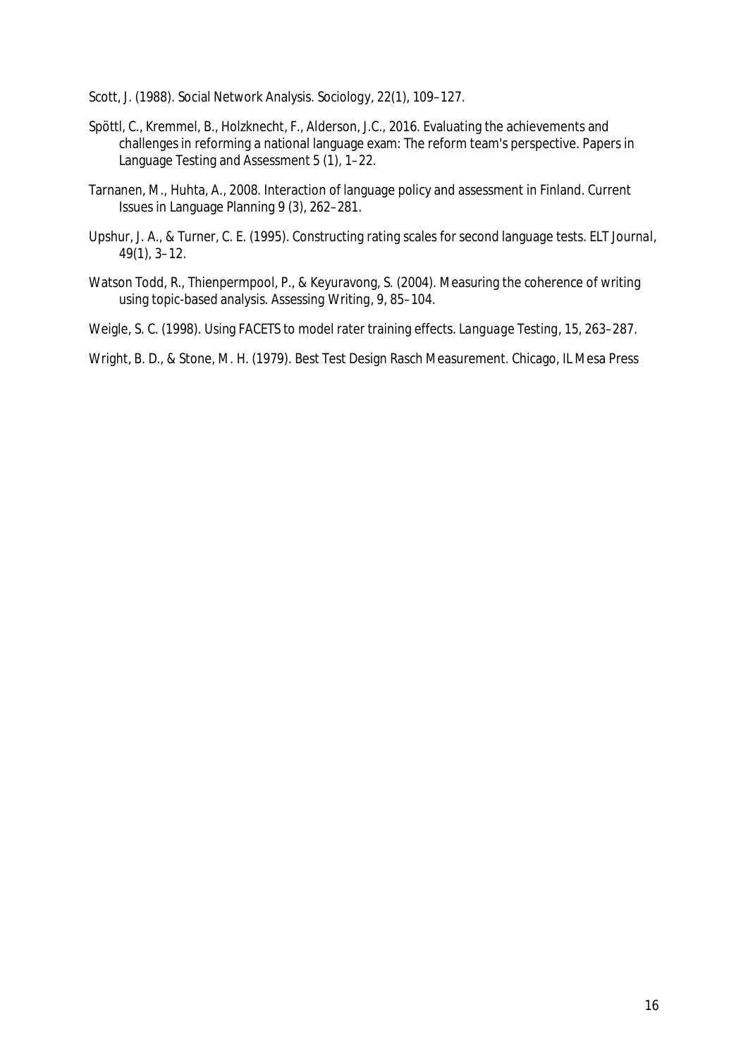Scott, J. (1988). Social Network Analysis. *Sociology*, 22(1), 109–127.

Spöttl, C., Kremmel, B., Holzknecht, F., Alderson, J.C., 2016. Evaluating the achievements and challenges in reforming a national language exam: The reform team's perspective. Papers in Language Testing and Assessment 5 (1), 1–22.

Tarnanen, M., Huhta, A., 2008. Interaction of language policy and assessment in Finland. Current Issues in Language Planning 9 (3), 262–281.

Upshur, J. A., & Turner, C. E. (1995). Constructing rating scales for second language tests. *ELT Journal*, 49(1), 3–12.

Watson Todd, R., Thienpermpool, P., & Keyuravong, S. (2004). Measuring the coherence of writing using topic-based analysis. Assessing Writing, 9, 85–104.

Weigle, S. C. (1998). Using FACETS to model rater training effects. *Language Testing*, 15, 263–287.

Wright, B. D., & Stone, M. H. (1979). Best Test Design Rasch Measurement. Chicago, IL Mesa Press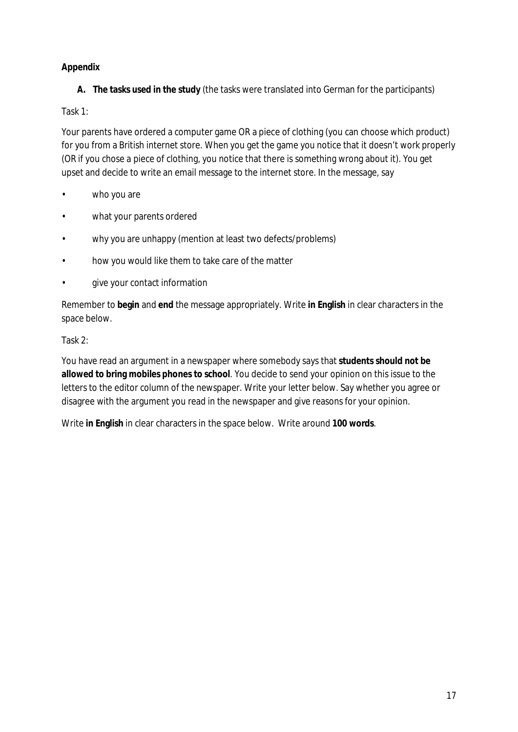**Appendix**

**A. The tasks used in the study** (the tasks were translated into German for the participants)

Task 1:

Your parents have ordered a computer game OR a piece of clothing (you can choose which product) for you from a British internet store. When you get the game you notice that it doesn't work properly (OR if you chose a piece of clothing, you notice that there is something wrong about it). You get upset and decide to write an email message to the internet store. In the message, say

- who you are
- what your parents ordered
- why you are unhappy (mention at least two defects/problems)
- how you would like them to take care of the matter
- give your contact information

Remember to **begin** and **end** the message appropriately. Write **in English** in clear characters in the space below.

Task 2:

You have read an argument in a newspaper where somebody says that **students should not be allowed to bring mobiles phones to school**. You decide to send your opinion on this issue to the letters to the editor column of the newspaper. Write your letter below. Say whether you agree or disagree with the argument you read in the newspaper and give reasons for your opinion.

Write **in English** in clear characters in the space below. Write around **100 words**.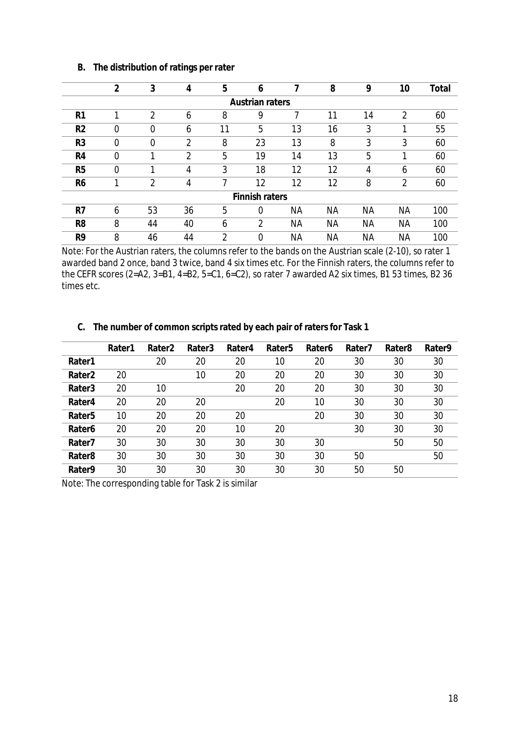**B. The distribution of ratings per rater**

| | 2 | 3 | 4 | 5 | 6 | 7 | 8 | 9 | 10 | Total |
|---|---|---|---|---|---|---|---|---|---|---|
| | | | | | **Austrian raters** | | | | | |
| **R1** | 1 | 2 | 6 | 8 | 9 | 7 | 11 | 14 | 2 | 60 |
| **R2** | 0 | 0 | 6 | 11 | 5 | 13 | 16 | 3 | 1 | 55 |
| **R3** | 0 | 0 | 2 | 8 | 23 | 13 | 8 | 3 | 3 | 60 |
| **R4** | 0 | 1 | 2 | 5 | 19 | 14 | 13 | 5 | 1 | 60 |
| **R5** | 0 | 1 | 4 | 3 | 18 | 12 | 12 | 4 | 6 | 60 |
| **R6** | 1 | 2 | 4 | 7 | 12 | 12 | 12 | 8 | 2 | 60 |
| | | | | | **Finnish raters** | | | | | |
| **R7** | 6 | 53 | 36 | 5 | 0 | NA | NA | NA | NA | 100 |
| **R8** | 8 | 44 | 40 | 6 | 2 | NA | NA | NA | NA | 100 |
| **R9** | 8 | 46 | 44 | 2 | 0 | NA | NA | NA | NA | 100 |

Note: For the Austrian raters, the columns refer to the bands on the Austrian scale (2-10), so rater 1 awarded band 2 once, band 3 twice, band 4 six times etc. For the Finnish raters, the columns refer to the CEFR scores (2=A2, 3=B1, 4=B2, 5=C1, 6=C2), so rater 7 awarded A2 six times, B1 53 times, B2 36 times etc.

**C. The number of common scripts rated by each pair of raters for Task 1**

| | Rater1 | Rater2 | Rater3 | Rater4 | Rater5 | Rater6 | Rater7 | Rater8 | Rater9 |
|---|---|---|---|---|---|---|---|---|---|
| **Rater1** | | 20 | 20 | 20 | 10 | 20 | 30 | 30 | 30 |
| **Rater2** | 20 | | 10 | 20 | 20 | 20 | 30 | 30 | 30 |
| **Rater3** | 20 | 10 | | 20 | 20 | 20 | 30 | 30 | 30 |
| **Rater4** | 20 | 20 | 20 | | 20 | 10 | 30 | 30 | 30 |
| **Rater5** | 10 | 20 | 20 | 20 | | 20 | 30 | 30 | 30 |
| **Rater6** | 20 | 20 | 20 | 10 | 20 | | 30 | 30 | 30 |
| **Rater7** | 30 | 30 | 30 | 30 | 30 | 30 | | 50 | 50 |
| **Rater8** | 30 | 30 | 30 | 30 | 30 | 30 | 50 | | 50 |
| **Rater9** | 30 | 30 | 30 | 30 | 30 | 30 | 50 | 50 | |

Note: The corresponding table for Task 2 is similar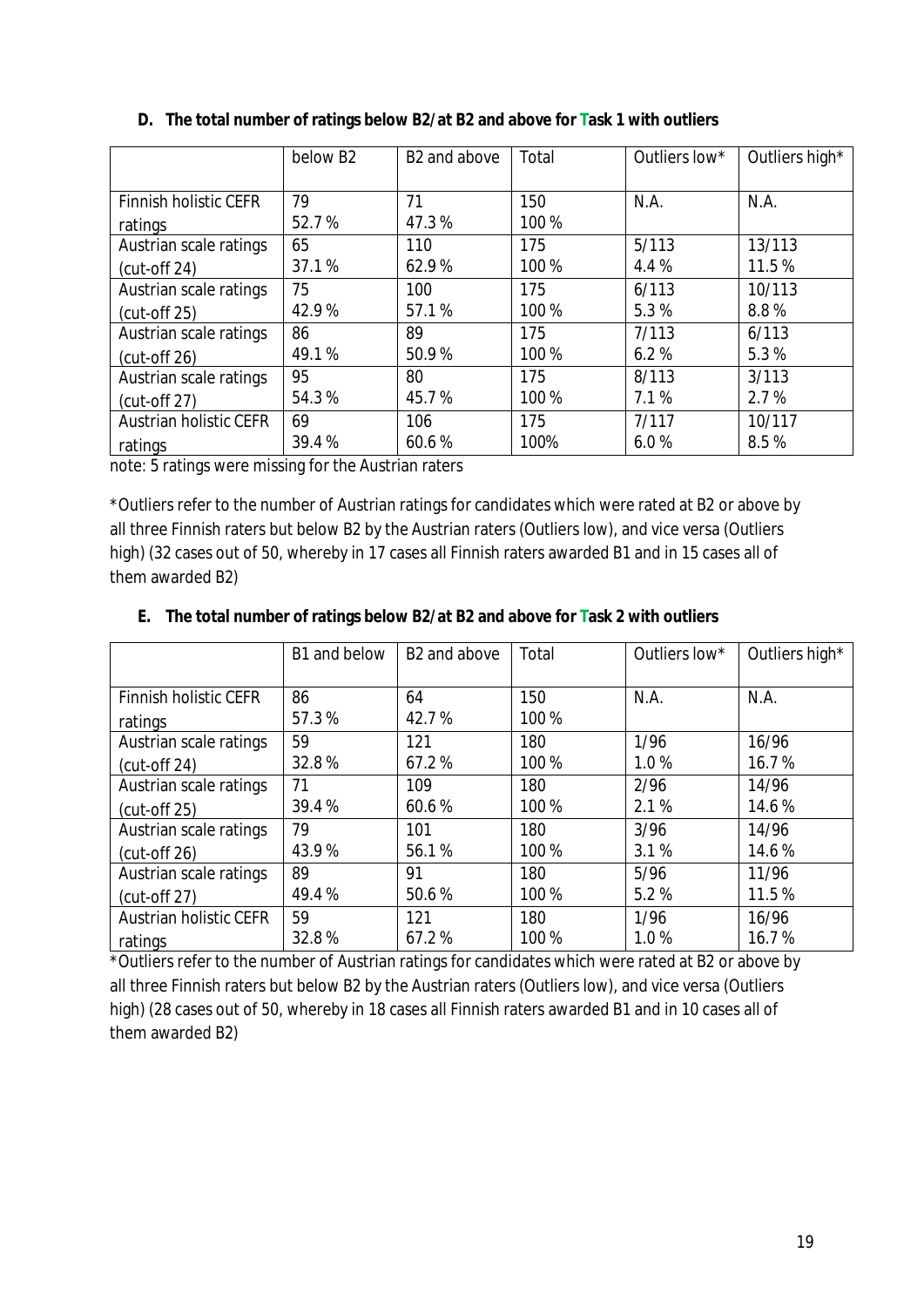**D. The total number of ratings below B2/at B2 and above for Task 1 with outliers**

| | below B2 | B2 and above | Total | Outliers low* | Outliers high* |
|---|---|---|---|---|---|
| Finnish holistic CEFR ratings | 79<br>52.7 % | 71<br>47.3 % | 150<br>100 % | N.A. | N.A. |
| Austrian scale ratings (cut-off 24) | 65<br>37.1 % | 110<br>62.9 % | 175<br>100 % | 5/113<br>4.4 % | 13/113<br>11.5 % |
| Austrian scale ratings (cut-off 25) | 75<br>42.9 % | 100<br>57.1 % | 175<br>100 % | 6/113<br>5.3 % | 10/113<br>8.8 % |
| Austrian scale ratings (cut-off 26) | 86<br>49.1 % | 89<br>50.9 % | 175<br>100 % | 7/113<br>6.2 % | 6/113<br>5.3 % |
| Austrian scale ratings (cut-off 27) | 95<br>54.3 % | 80<br>45.7 % | 175<br>100 % | 8/113<br>7.1 % | 3/113<br>2.7 % |
| Austrian holistic CEFR ratings | 69<br>39.4 % | 106<br>60.6 % | 175<br>100% | 7/117<br>6.0 % | 10/117<br>8.5 % |

note: 5 ratings were missing for the Austrian raters

*Outliers refer to the number of Austrian ratings for candidates which were rated at B2 or above by all three Finnish raters but below B2 by the Austrian raters (Outliers low), and vice versa (Outliers high) (32 cases out of 50, whereby in 17 cases all Finnish raters awarded B1 and in 15 cases all of them awarded B2)

**E. The total number of ratings below B2/at B2 and above for Task 2 with outliers**

| | B1 and below | B2 and above | Total | Outliers low* | Outliers high* |
|---|---|---|---|---|---|
| Finnish holistic CEFR ratings | 86<br>57.3 % | 64<br>42.7 % | 150<br>100 % | N.A. | N.A. |
| Austrian scale ratings (cut-off 24) | 59<br>32.8 % | 121<br>67.2 % | 180<br>100 % | 1/96<br>1.0 % | 16/96<br>16.7 % |
| Austrian scale ratings (cut-off 25) | 71<br>39.4 % | 109<br>60.6 % | 180<br>100 % | 2/96<br>2.1 % | 14/96<br>14.6 % |
| Austrian scale ratings (cut-off 26) | 79<br>43.9 % | 101<br>56.1 % | 180<br>100 % | 3/96<br>3.1 % | 14/96<br>14.6 % |
| Austrian scale ratings (cut-off 27) | 89<br>49.4 % | 91<br>50.6 % | 180<br>100 % | 5/96<br>5.2 % | 11/96<br>11.5 % |
| Austrian holistic CEFR ratings | 59<br>32.8 % | 121<br>67.2 % | 180<br>100 % | 1/96<br>1.0 % | 16/96<br>16.7 % |

*Outliers refer to the number of Austrian ratings for candidates which were rated at B2 or above by all three Finnish raters but below B2 by the Austrian raters (Outliers low), and vice versa (Outliers high) (28 cases out of 50, whereby in 18 cases all Finnish raters awarded B1 and in 10 cases all of them awarded B2)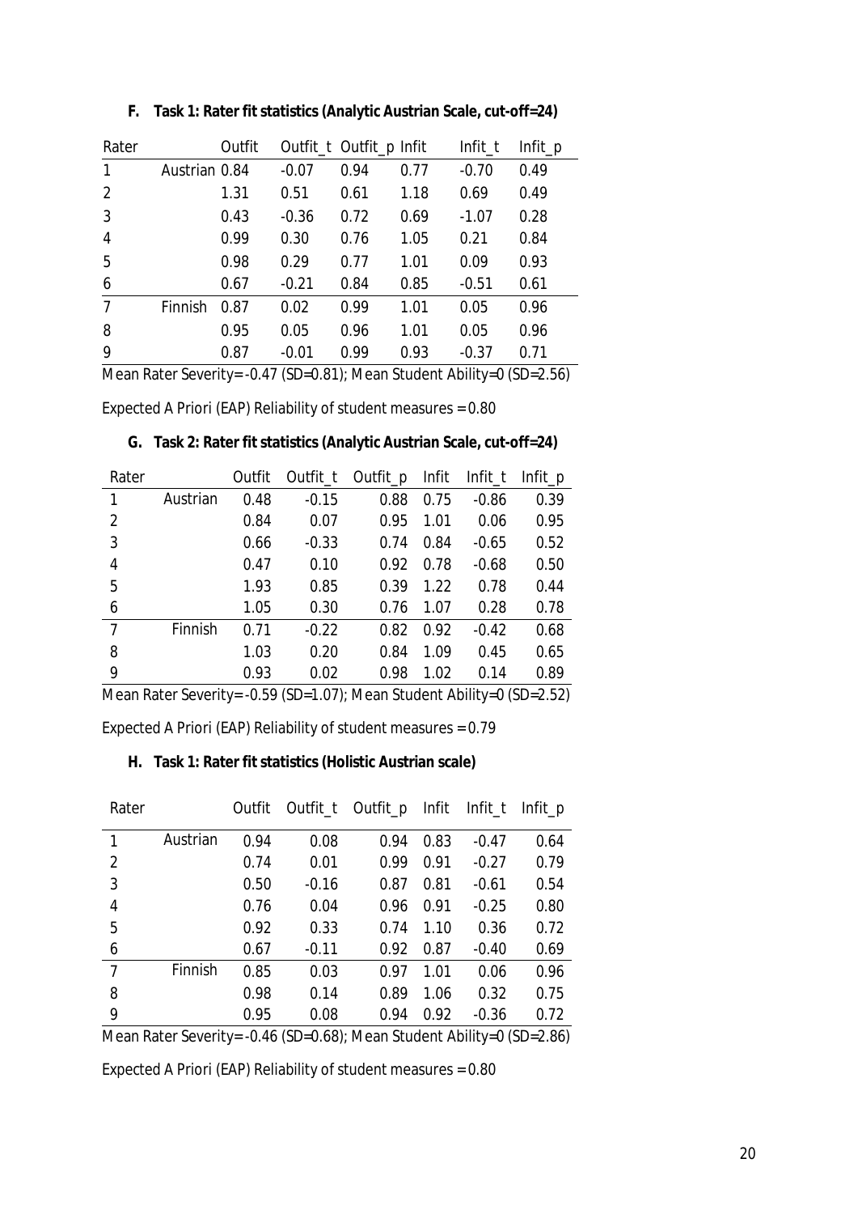**F. Task 1: Rater fit statistics (Analytic Austrian Scale, cut-off=24)**

| Rater | | Outfit | Outfit_t | Outfit_p | Infit | Infit_t | Infit_p |
|---|---|---|---|---|---|---|---|
| 1 | Austrian | 0.84 | -0.07 | 0.94 | 0.77 | -0.70 | 0.49 |
| 2 | | 1.31 | 0.51 | 0.61 | 1.18 | 0.69 | 0.49 |
| 3 | | 0.43 | -0.36 | 0.72 | 0.69 | -1.07 | 0.28 |
| 4 | | 0.99 | 0.30 | 0.76 | 1.05 | 0.21 | 0.84 |
| 5 | | 0.98 | 0.29 | 0.77 | 1.01 | 0.09 | 0.93 |
| 6 | | 0.67 | -0.21 | 0.84 | 0.85 | -0.51 | 0.61 |
| 7 | Finnish | 0.87 | 0.02 | 0.99 | 1.01 | 0.05 | 0.96 |
| 8 | | 0.95 | 0.05 | 0.96 | 1.01 | 0.05 | 0.96 |
| 9 | | 0.87 | -0.01 | 0.99 | 0.93 | -0.37 | 0.71 |

Mean Rater Severity= -0.47 (SD=0.81); Mean Student Ability=0 (SD=2.56)

Expected A Priori (EAP) Reliability of student measures = 0.80

**G. Task 2: Rater fit statistics (Analytic Austrian Scale, cut-off=24)**

| Rater | | Outfit | Outfit_t | Outfit_p | Infit | Infit_t | Infit_p |
|---|---|---|---|---|---|---|---|
| 1 | Austrian | 0.48 | -0.15 | 0.88 | 0.75 | -0.86 | 0.39 |
| 2 | | 0.84 | 0.07 | 0.95 | 1.01 | 0.06 | 0.95 |
| 3 | | 0.66 | -0.33 | 0.74 | 0.84 | -0.65 | 0.52 |
| 4 | | 0.47 | 0.10 | 0.92 | 0.78 | -0.68 | 0.50 |
| 5 | | 1.93 | 0.85 | 0.39 | 1.22 | 0.78 | 0.44 |
| 6 | | 1.05 | 0.30 | 0.76 | 1.07 | 0.28 | 0.78 |
| 7 | Finnish | 0.71 | -0.22 | 0.82 | 0.92 | -0.42 | 0.68 |
| 8 | | 1.03 | 0.20 | 0.84 | 1.09 | 0.45 | 0.65 |
| 9 | | 0.93 | 0.02 | 0.98 | 1.02 | 0.14 | 0.89 |

Mean Rater Severity= -0.59 (SD=1.07); Mean Student Ability=0 (SD=2.52)

Expected A Priori (EAP) Reliability of student measures = 0.79

**H. Task 1: Rater fit statistics (Holistic Austrian scale)**

| Rater | | Outfit | Outfit_t | Outfit_p | Infit | Infit_t | Infit_p |
|---|---|---|---|---|---|---|---|
| 1 | Austrian | 0.94 | 0.08 | 0.94 | 0.83 | -0.47 | 0.64 |
| 2 | | 0.74 | 0.01 | 0.99 | 0.91 | -0.27 | 0.79 |
| 3 | | 0.50 | -0.16 | 0.87 | 0.81 | -0.61 | 0.54 |
| 4 | | 0.76 | 0.04 | 0.96 | 0.91 | -0.25 | 0.80 |
| 5 | | 0.92 | 0.33 | 0.74 | 1.10 | 0.36 | 0.72 |
| 6 | | 0.67 | -0.11 | 0.92 | 0.87 | -0.40 | 0.69 |
| 7 | Finnish | 0.85 | 0.03 | 0.97 | 1.01 | 0.06 | 0.96 |
| 8 | | 0.98 | 0.14 | 0.89 | 1.06 | 0.32 | 0.75 |
| 9 | | 0.95 | 0.08 | 0.94 | 0.92 | -0.36 | 0.72 |

Mean Rater Severity= -0.46 (SD=0.68); Mean Student Ability=0 (SD=2.86)

Expected A Priori (EAP) Reliability of student measures = 0.80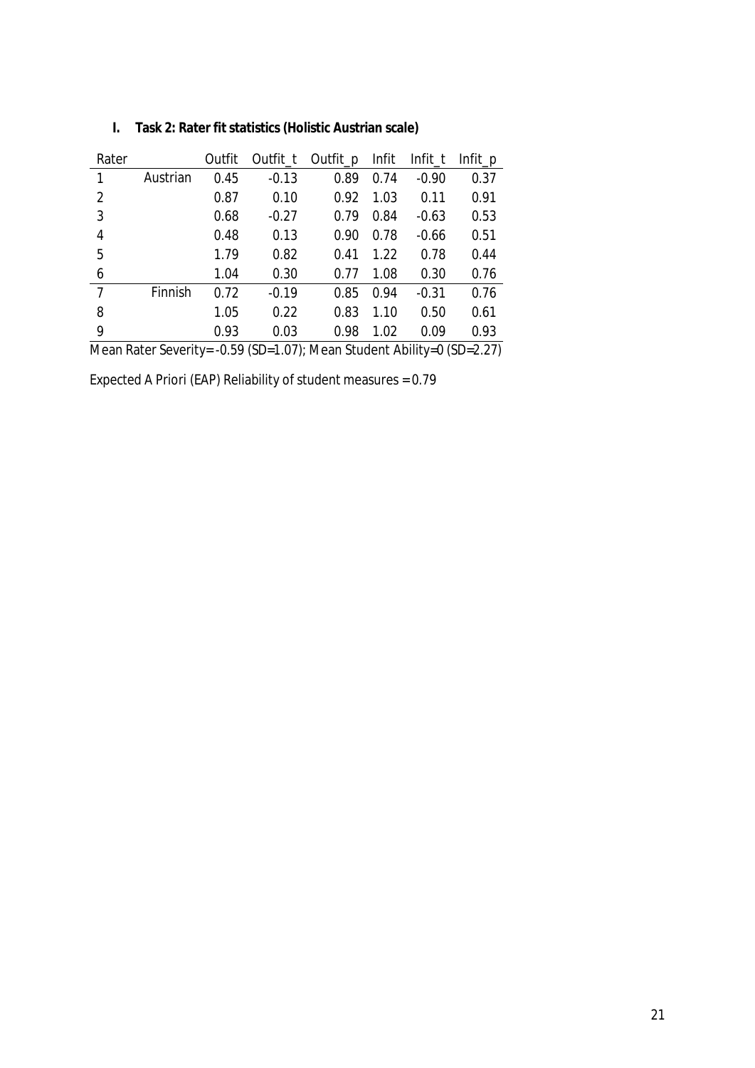## I. Task 2: Rater fit statistics (Holistic Austrian scale)

| Rater | | Outfit | Outfit_t | Outfit_p | Infit | Infit_t | Infit_p |
|---|---|---|---|---|---|---|---|
| 1 | Austrian | 0.45 | -0.13 | 0.89 | 0.74 | -0.90 | 0.37 |
| 2 | | 0.87 | 0.10 | 0.92 | 1.03 | 0.11 | 0.91 |
| 3 | | 0.68 | -0.27 | 0.79 | 0.84 | -0.63 | 0.53 |
| 4 | | 0.48 | 0.13 | 0.90 | 0.78 | -0.66 | 0.51 |
| 5 | | 1.79 | 0.82 | 0.41 | 1.22 | 0.78 | 0.44 |
| 6 | | 1.04 | 0.30 | 0.77 | 1.08 | 0.30 | 0.76 |
| 7 | Finnish | 0.72 | -0.19 | 0.85 | 0.94 | -0.31 | 0.76 |
| 8 | | 1.05 | 0.22 | 0.83 | 1.10 | 0.50 | 0.61 |
| 9 | | 0.93 | 0.03 | 0.98 | 1.02 | 0.09 | 0.93 |

Mean Rater Severity= -0.59 (SD=1.07); Mean Student Ability=0 (SD=2.27)

Expected A Priori (EAP) Reliability of student measures = 0.79